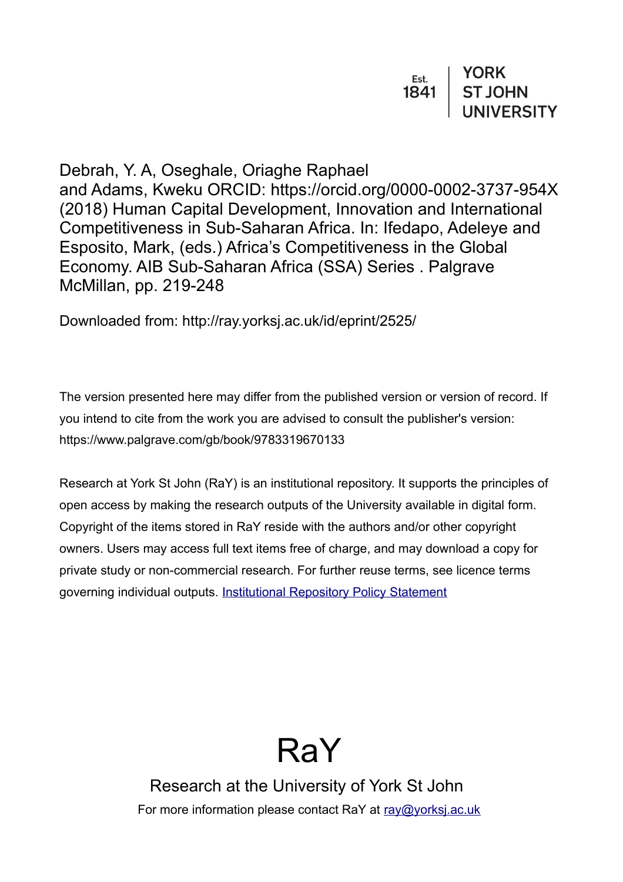Est. 1841 | YORK ST JOHN UNIVERSITY

Debrah, Y. A, Oseghale, Oriaghe Raphael and Adams, Kweku ORCID: https://orcid.org/0000-0002-3737-954X (2018) Human Capital Development, Innovation and International Competitiveness in Sub-Saharan Africa. In: Ifedapo, Adeleye and Esposito, Mark, (eds.) Africa's Competitiveness in the Global Economy. AIB Sub-Saharan Africa (SSA) Series . Palgrave McMillan, pp. 219-248

Downloaded from: http://ray.yorksj.ac.uk/id/eprint/2525/

The version presented here may differ from the published version or version of record. If you intend to cite from the work you are advised to consult the publisher's version: https://www.palgrave.com/gb/book/9783319670133

Research at York St John (RaY) is an institutional repository. It supports the principles of open access by making the research outputs of the University available in digital form. Copyright of the items stored in RaY reside with the authors and/or other copyright owners. Users may access full text items free of charge, and may download a copy for private study or non-commercial research. For further reuse terms, see licence terms governing individual outputs. [Institutional Repository Policy Statement](#)

# RaY

Research at the University of York St John

For more information please contact RaY at [ray@yorksj.ac.uk](mailto:ray@yorksj.ac.uk)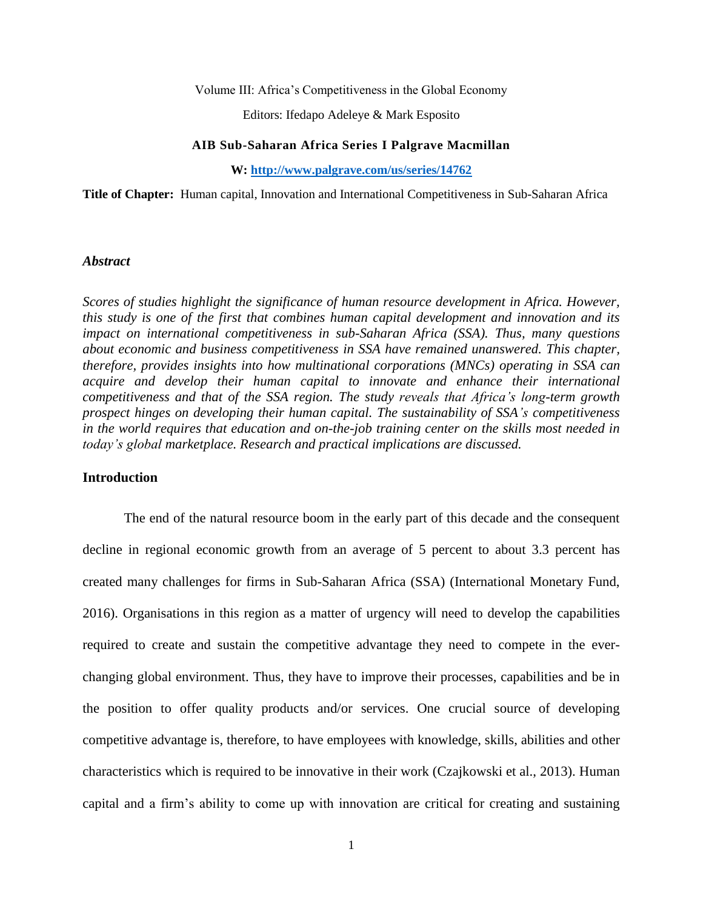Volume III: Africa's Competitiveness in the Global Economy

Editors: Ifedapo Adeleye & Mark Esposito

**AIB Sub-Saharan Africa Series I Palgrave Macmillan**

**W: [http://www.palgrave.com/us/series/14762](http://www.palgrave.com/us/series/14762)**

**Title of Chapter:** Human capital, Innovation and International Competitiveness in Sub-Saharan Africa

### *Abstract*

*Scores of studies highlight the significance of human resource development in Africa. However, this study is one of the first that combines human capital development and innovation and its impact on international competitiveness in sub-Saharan Africa (SSA). Thus, many questions about economic and business competitiveness in SSA have remained unanswered. This chapter, therefore, provides insights into how multinational corporations (MNCs) operating in SSA can acquire and develop their human capital to innovate and enhance their international competitiveness and that of the SSA region. The study reveals that Africa's long-term growth prospect hinges on developing their human capital. The sustainability of SSA's competitiveness in the world requires that education and on-the-job training center on the skills most needed in today's global marketplace. Research and practical implications are discussed.*

## Introduction

The end of the natural resource boom in the early part of this decade and the consequent decline in regional economic growth from an average of 5 percent to about 3.3 percent has created many challenges for firms in Sub-Saharan Africa (SSA) (International Monetary Fund, 2016). Organisations in this region as a matter of urgency will need to develop the capabilities required to create and sustain the competitive advantage they need to compete in the ever-changing global environment. Thus, they have to improve their processes, capabilities and be in the position to offer quality products and/or services. One crucial source of developing competitive advantage is, therefore, to have employees with knowledge, skills, abilities and other characteristics which is required to be innovative in their work (Czajkowski et al., 2013). Human capital and a firm's ability to come up with innovation are critical for creating and sustaining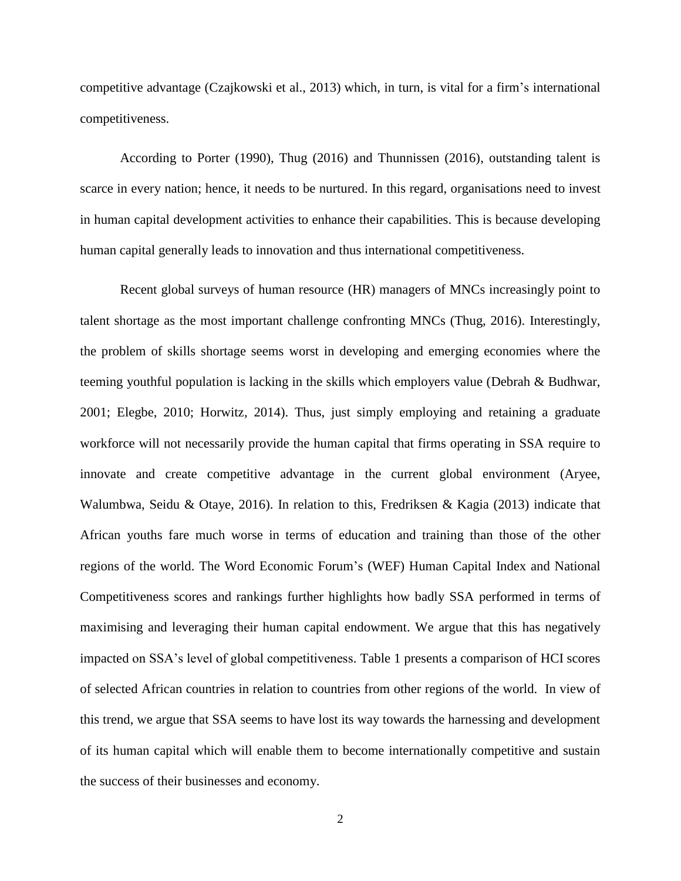competitive advantage (Czajkowski et al., 2013) which, in turn, is vital for a firm's international competitiveness.

According to Porter (1990), Thug (2016) and Thunnissen (2016), outstanding talent is scarce in every nation; hence, it needs to be nurtured. In this regard, organisations need to invest in human capital development activities to enhance their capabilities. This is because developing human capital generally leads to innovation and thus international competitiveness.

Recent global surveys of human resource (HR) managers of MNCs increasingly point to talent shortage as the most important challenge confronting MNCs (Thug, 2016). Interestingly, the problem of skills shortage seems worst in developing and emerging economies where the teeming youthful population is lacking in the skills which employers value (Debrah & Budhwar, 2001; Elegbe, 2010; Horwitz, 2014). Thus, just simply employing and retaining a graduate workforce will not necessarily provide the human capital that firms operating in SSA require to innovate and create competitive advantage in the current global environment (Aryee, Walumbwa, Seidu & Otaye, 2016). In relation to this, Fredriksen & Kagia (2013) indicate that African youths fare much worse in terms of education and training than those of the other regions of the world. The Word Economic Forum's (WEF) Human Capital Index and National Competitiveness scores and rankings further highlights how badly SSA performed in terms of maximising and leveraging their human capital endowment. We argue that this has negatively impacted on SSA's level of global competitiveness. Table 1 presents a comparison of HCI scores of selected African countries in relation to countries from other regions of the world. In view of this trend, we argue that SSA seems to have lost its way towards the harnessing and development of its human capital which will enable them to become internationally competitive and sustain the success of their businesses and economy.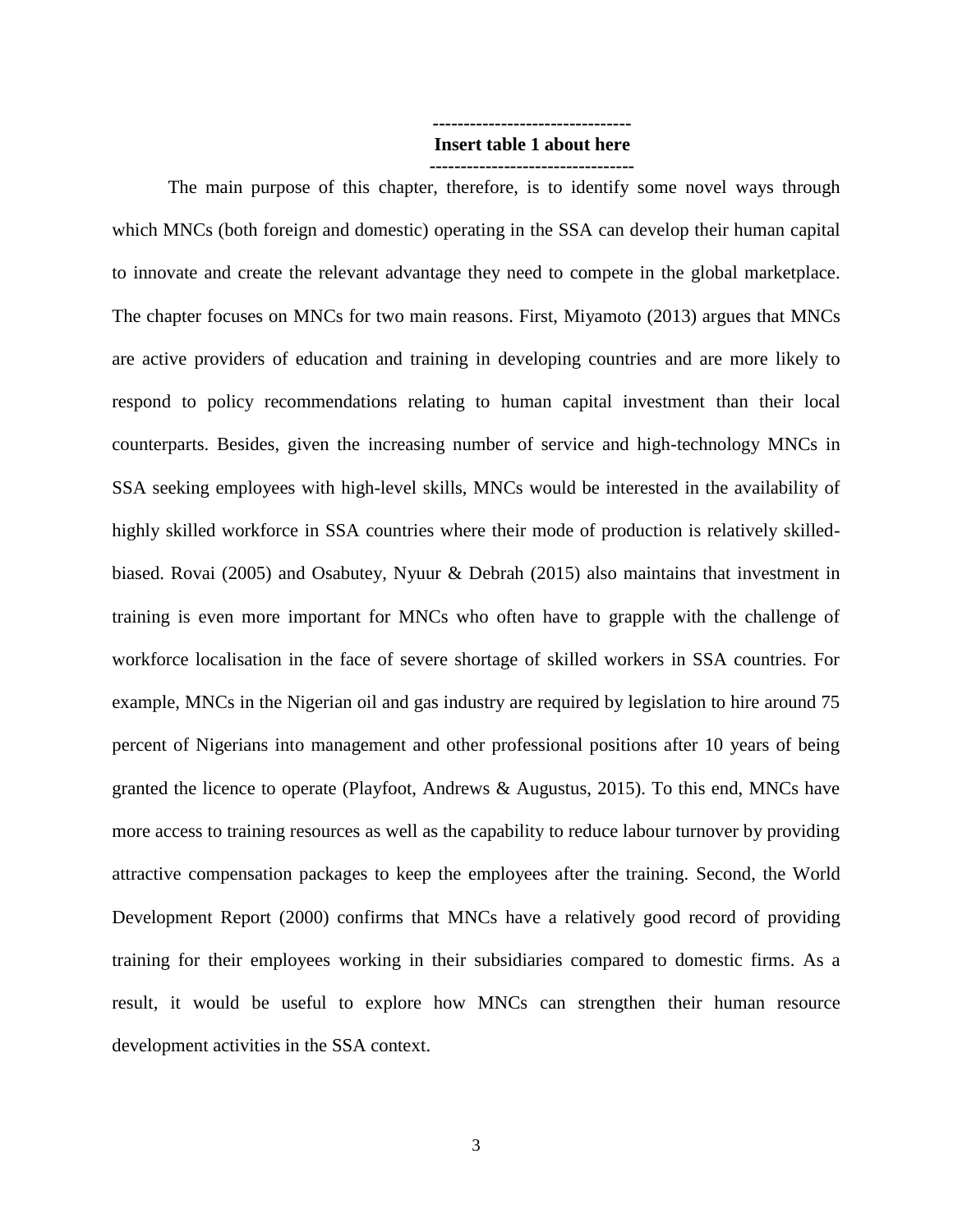--------------------------------
**Insert table 1 about here**
---------------------------------

The main purpose of this chapter, therefore, is to identify some novel ways through which MNCs (both foreign and domestic) operating in the SSA can develop their human capital to innovate and create the relevant advantage they need to compete in the global marketplace. The chapter focuses on MNCs for two main reasons. First, Miyamoto (2013) argues that MNCs are active providers of education and training in developing countries and are more likely to respond to policy recommendations relating to human capital investment than their local counterparts. Besides, given the increasing number of service and high-technology MNCs in SSA seeking employees with high-level skills, MNCs would be interested in the availability of highly skilled workforce in SSA countries where their mode of production is relatively skilled-biased. Rovai (2005) and Osabutey, Nyuur & Debrah (2015) also maintains that investment in training is even more important for MNCs who often have to grapple with the challenge of workforce localisation in the face of severe shortage of skilled workers in SSA countries. For example, MNCs in the Nigerian oil and gas industry are required by legislation to hire around 75 percent of Nigerians into management and other professional positions after 10 years of being granted the licence to operate (Playfoot, Andrews & Augustus, 2015). To this end, MNCs have more access to training resources as well as the capability to reduce labour turnover by providing attractive compensation packages to keep the employees after the training. Second, the World Development Report (2000) confirms that MNCs have a relatively good record of providing training for their employees working in their subsidiaries compared to domestic firms. As a result, it would be useful to explore how MNCs can strengthen their human resource development activities in the SSA context.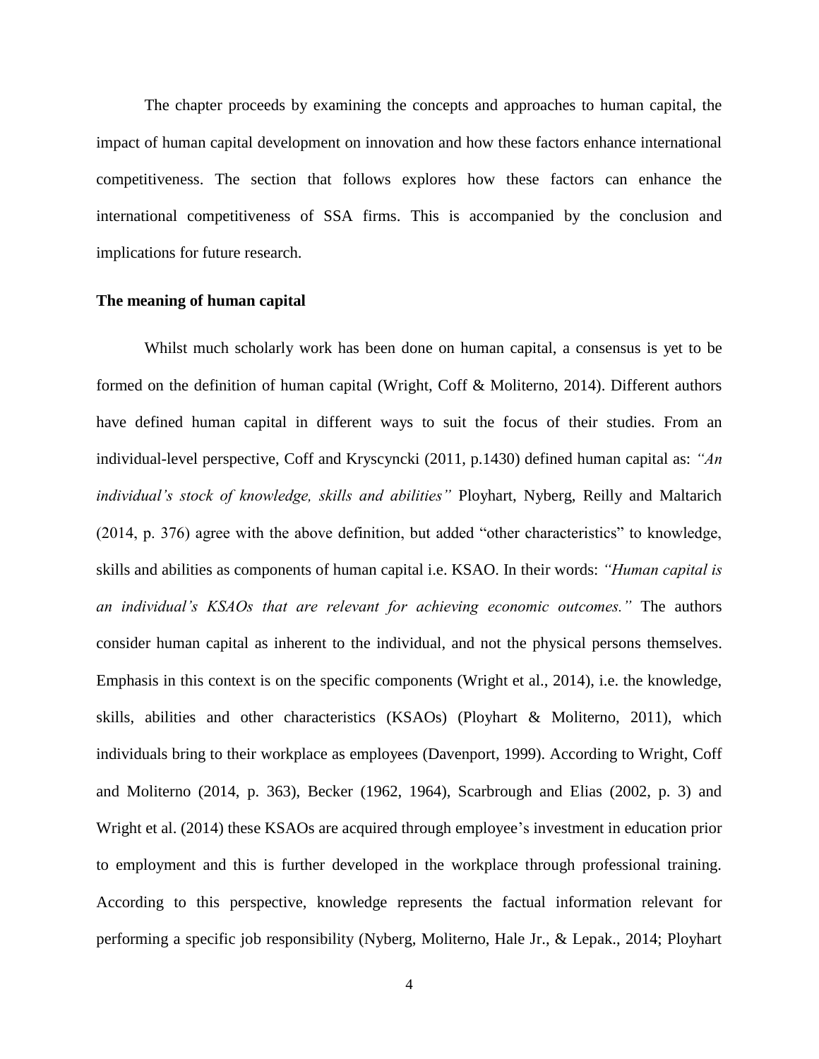The chapter proceeds by examining the concepts and approaches to human capital, the impact of human capital development on innovation and how these factors enhance international competitiveness. The section that follows explores how these factors can enhance the international competitiveness of SSA firms. This is accompanied by the conclusion and implications for future research.

**The meaning of human capital**

Whilst much scholarly work has been done on human capital, a consensus is yet to be formed on the definition of human capital (Wright, Coff & Moliterno, 2014). Different authors have defined human capital in different ways to suit the focus of their studies. From an individual-level perspective, Coff and Kryscyncki (2011, p.1430) defined human capital as: *"An individual's stock of knowledge, skills and abilities"* Ployhart, Nyberg, Reilly and Maltarich (2014, p. 376) agree with the above definition, but added "other characteristics" to knowledge, skills and abilities as components of human capital i.e. KSAO. In their words: *"Human capital is an individual's KSAOs that are relevant for achieving economic outcomes."* The authors consider human capital as inherent to the individual, and not the physical persons themselves. Emphasis in this context is on the specific components (Wright et al., 2014), i.e. the knowledge, skills, abilities and other characteristics (KSAOs) (Ployhart & Moliterno, 2011), which individuals bring to their workplace as employees (Davenport, 1999). According to Wright, Coff and Moliterno (2014, p. 363), Becker (1962, 1964), Scarbrough and Elias (2002, p. 3) and Wright et al. (2014) these KSAOs are acquired through employee's investment in education prior to employment and this is further developed in the workplace through professional training. According to this perspective, knowledge represents the factual information relevant for performing a specific job responsibility (Nyberg, Moliterno, Hale Jr., & Lepak., 2014; Ployhart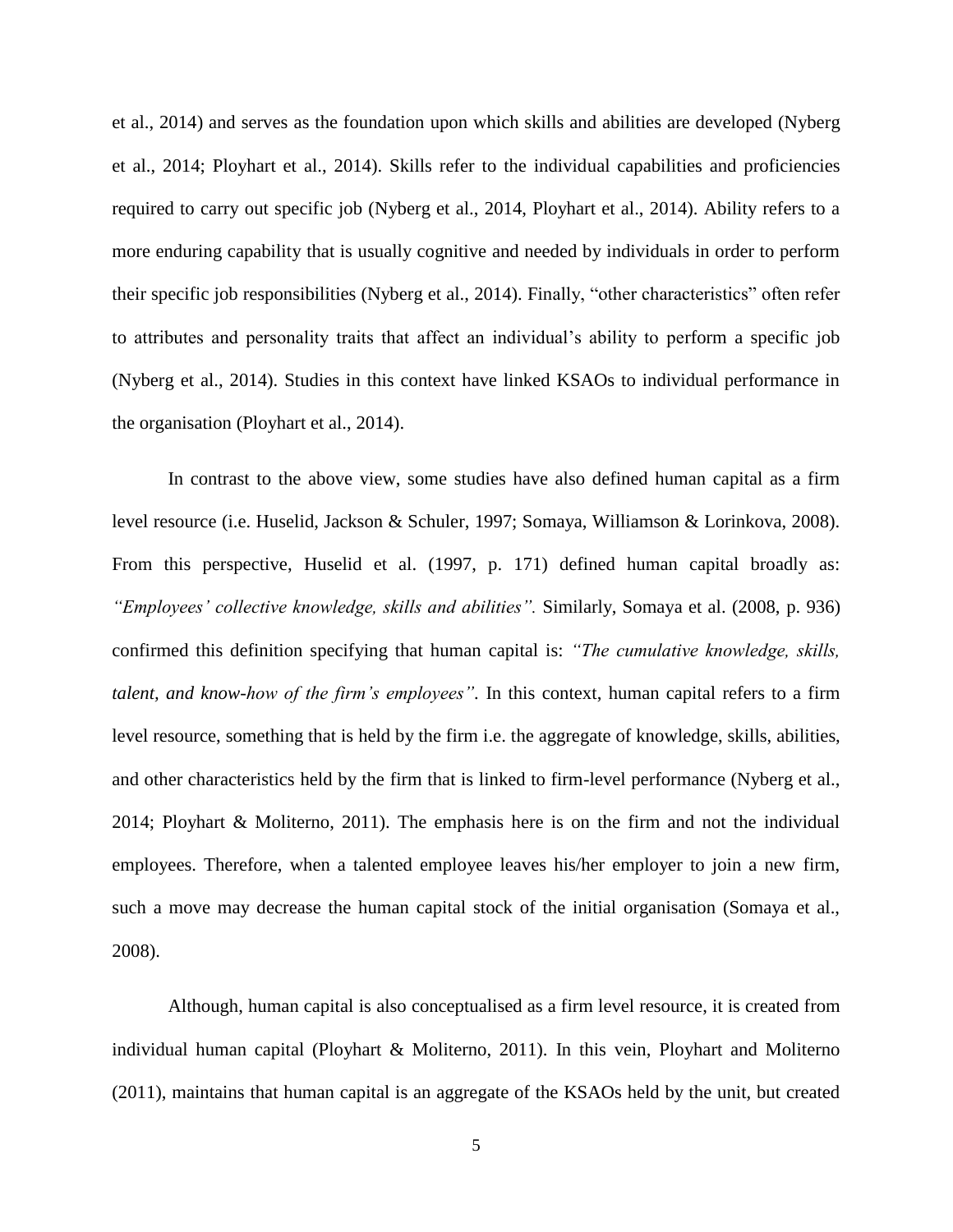et al., 2014) and serves as the foundation upon which skills and abilities are developed (Nyberg et al., 2014; Ployhart et al., 2014). Skills refer to the individual capabilities and proficiencies required to carry out specific job (Nyberg et al., 2014, Ployhart et al., 2014). Ability refers to a more enduring capability that is usually cognitive and needed by individuals in order to perform their specific job responsibilities (Nyberg et al., 2014). Finally, "other characteristics" often refer to attributes and personality traits that affect an individual's ability to perform a specific job (Nyberg et al., 2014). Studies in this context have linked KSAOs to individual performance in the organisation (Ployhart et al., 2014).

In contrast to the above view, some studies have also defined human capital as a firm level resource (i.e. Huselid, Jackson & Schuler, 1997; Somaya, Williamson & Lorinkova, 2008). From this perspective, Huselid et al. (1997, p. 171) defined human capital broadly as: *"Employees' collective knowledge, skills and abilities".* Similarly, Somaya et al. (2008, p. 936) confirmed this definition specifying that human capital is: *"The cumulative knowledge, skills, talent, and know-how of the firm's employees"*. In this context, human capital refers to a firm level resource, something that is held by the firm i.e. the aggregate of knowledge, skills, abilities, and other characteristics held by the firm that is linked to firm-level performance (Nyberg et al., 2014; Ployhart & Moliterno, 2011). The emphasis here is on the firm and not the individual employees. Therefore, when a talented employee leaves his/her employer to join a new firm, such a move may decrease the human capital stock of the initial organisation (Somaya et al., 2008).

Although, human capital is also conceptualised as a firm level resource, it is created from individual human capital (Ployhart & Moliterno, 2011). In this vein, Ployhart and Moliterno (2011), maintains that human capital is an aggregate of the KSAOs held by the unit, but created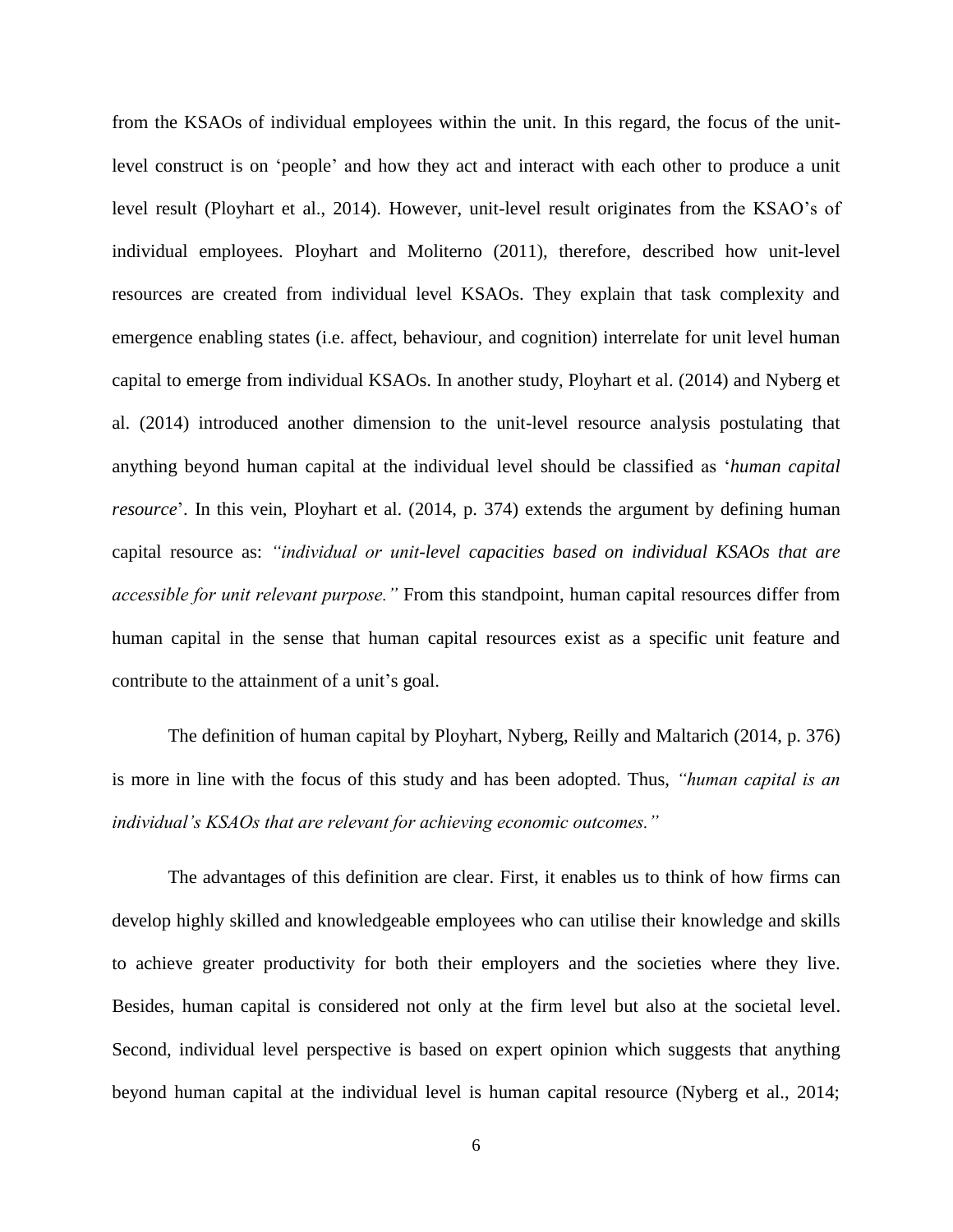from the KSAOs of individual employees within the unit. In this regard, the focus of the unit-level construct is on 'people' and how they act and interact with each other to produce a unit level result (Ployhart et al., 2014). However, unit-level result originates from the KSAO's of individual employees. Ployhart and Moliterno (2011), therefore, described how unit-level resources are created from individual level KSAOs. They explain that task complexity and emergence enabling states (i.e. affect, behaviour, and cognition) interrelate for unit level human capital to emerge from individual KSAOs. In another study, Ployhart et al. (2014) and Nyberg et al. (2014) introduced another dimension to the unit-level resource analysis postulating that anything beyond human capital at the individual level should be classified as '*human capital resource*'. In this vein, Ployhart et al. (2014, p. 374) extends the argument by defining human capital resource as: *"individual or unit-level capacities based on individual KSAOs that are accessible for unit relevant purpose."* From this standpoint, human capital resources differ from human capital in the sense that human capital resources exist as a specific unit feature and contribute to the attainment of a unit's goal.

The definition of human capital by Ployhart, Nyberg, Reilly and Maltarich (2014, p. 376) is more in line with the focus of this study and has been adopted. Thus, *"human capital is an individual's KSAOs that are relevant for achieving economic outcomes."*

The advantages of this definition are clear. First, it enables us to think of how firms can develop highly skilled and knowledgeable employees who can utilise their knowledge and skills to achieve greater productivity for both their employers and the societies where they live. Besides, human capital is considered not only at the firm level but also at the societal level. Second, individual level perspective is based on expert opinion which suggests that anything beyond human capital at the individual level is human capital resource (Nyberg et al., 2014;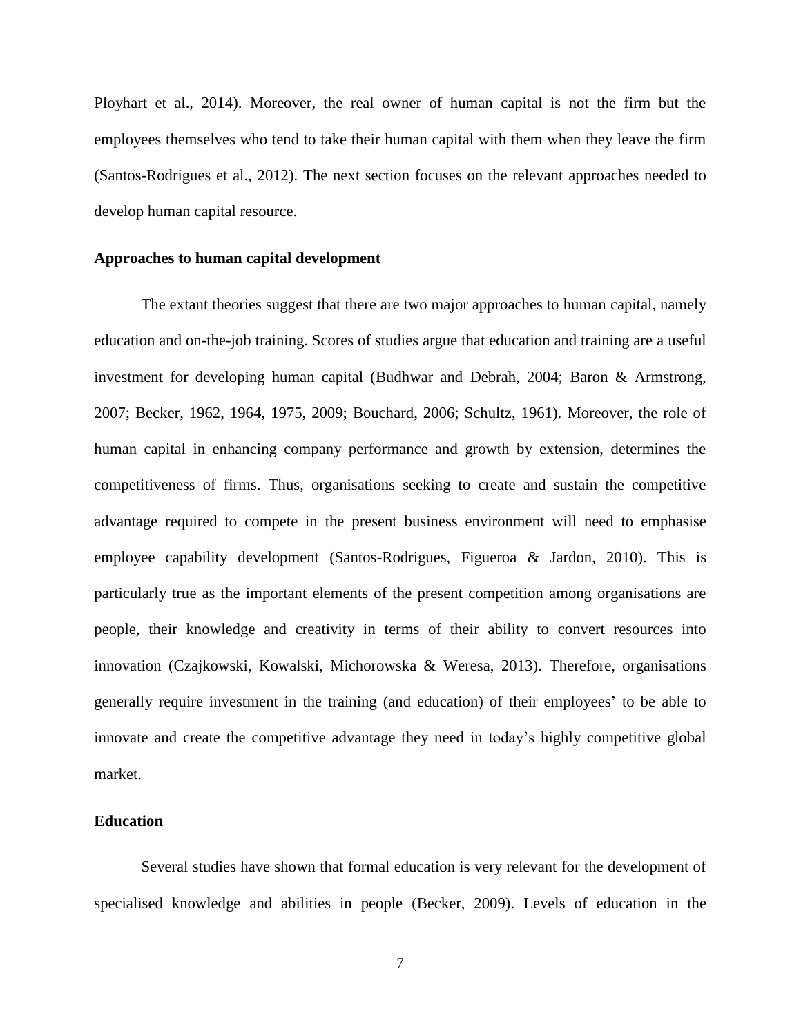Ployhart et al., 2014). Moreover, the real owner of human capital is not the firm but the employees themselves who tend to take their human capital with them when they leave the firm (Santos-Rodrigues et al., 2012). The next section focuses on the relevant approaches needed to develop human capital resource.

### Approaches to human capital development

The extant theories suggest that there are two major approaches to human capital, namely education and on-the-job training. Scores of studies argue that education and training are a useful investment for developing human capital (Budhwar and Debrah, 2004; Baron & Armstrong, 2007; Becker, 1962, 1964, 1975, 2009; Bouchard, 2006; Schultz, 1961). Moreover, the role of human capital in enhancing company performance and growth by extension, determines the competitiveness of firms. Thus, organisations seeking to create and sustain the competitive advantage required to compete in the present business environment will need to emphasise employee capability development (Santos-Rodrigues, Figueroa & Jardon, 2010). This is particularly true as the important elements of the present competition among organisations are people, their knowledge and creativity in terms of their ability to convert resources into innovation (Czajkowski, Kowalski, Michorowska & Weresa, 2013). Therefore, organisations generally require investment in the training (and education) of their employees' to be able to innovate and create the competitive advantage they need in today's highly competitive global market.

### Education

Several studies have shown that formal education is very relevant for the development of specialised knowledge and abilities in people (Becker, 2009). Levels of education in the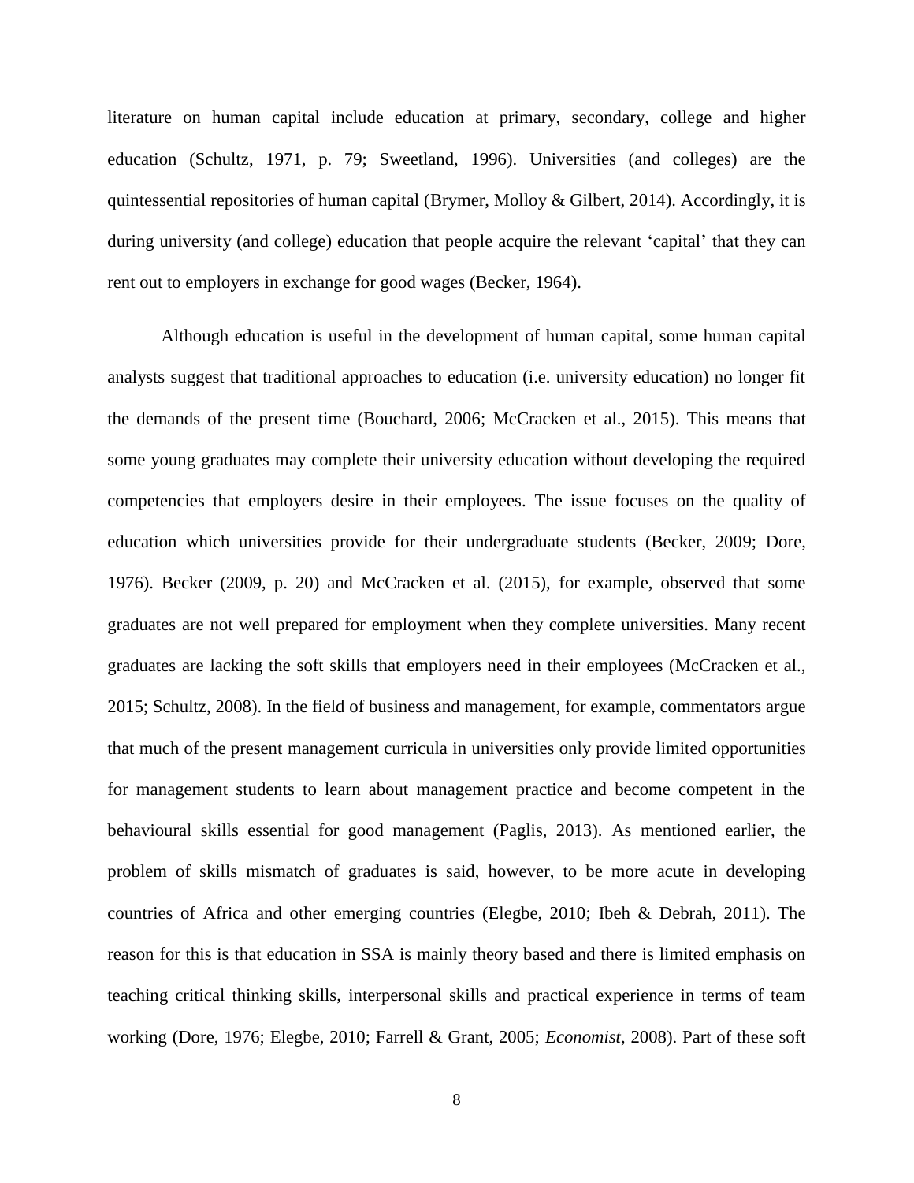literature on human capital include education at primary, secondary, college and higher education (Schultz, 1971, p. 79; Sweetland, 1996). Universities (and colleges) are the quintessential repositories of human capital (Brymer, Molloy & Gilbert, 2014). Accordingly, it is during university (and college) education that people acquire the relevant 'capital' that they can rent out to employers in exchange for good wages (Becker, 1964).

Although education is useful in the development of human capital, some human capital analysts suggest that traditional approaches to education (i.e. university education) no longer fit the demands of the present time (Bouchard, 2006; McCracken et al., 2015). This means that some young graduates may complete their university education without developing the required competencies that employers desire in their employees. The issue focuses on the quality of education which universities provide for their undergraduate students (Becker, 2009; Dore, 1976). Becker (2009, p. 20) and McCracken et al. (2015), for example, observed that some graduates are not well prepared for employment when they complete universities. Many recent graduates are lacking the soft skills that employers need in their employees (McCracken et al., 2015; Schultz, 2008). In the field of business and management, for example, commentators argue that much of the present management curricula in universities only provide limited opportunities for management students to learn about management practice and become competent in the behavioural skills essential for good management (Paglis, 2013). As mentioned earlier, the problem of skills mismatch of graduates is said, however, to be more acute in developing countries of Africa and other emerging countries (Elegbe, 2010; Ibeh & Debrah, 2011). The reason for this is that education in SSA is mainly theory based and there is limited emphasis on teaching critical thinking skills, interpersonal skills and practical experience in terms of team working (Dore, 1976; Elegbe, 2010; Farrell & Grant, 2005; *Economist*, 2008). Part of these soft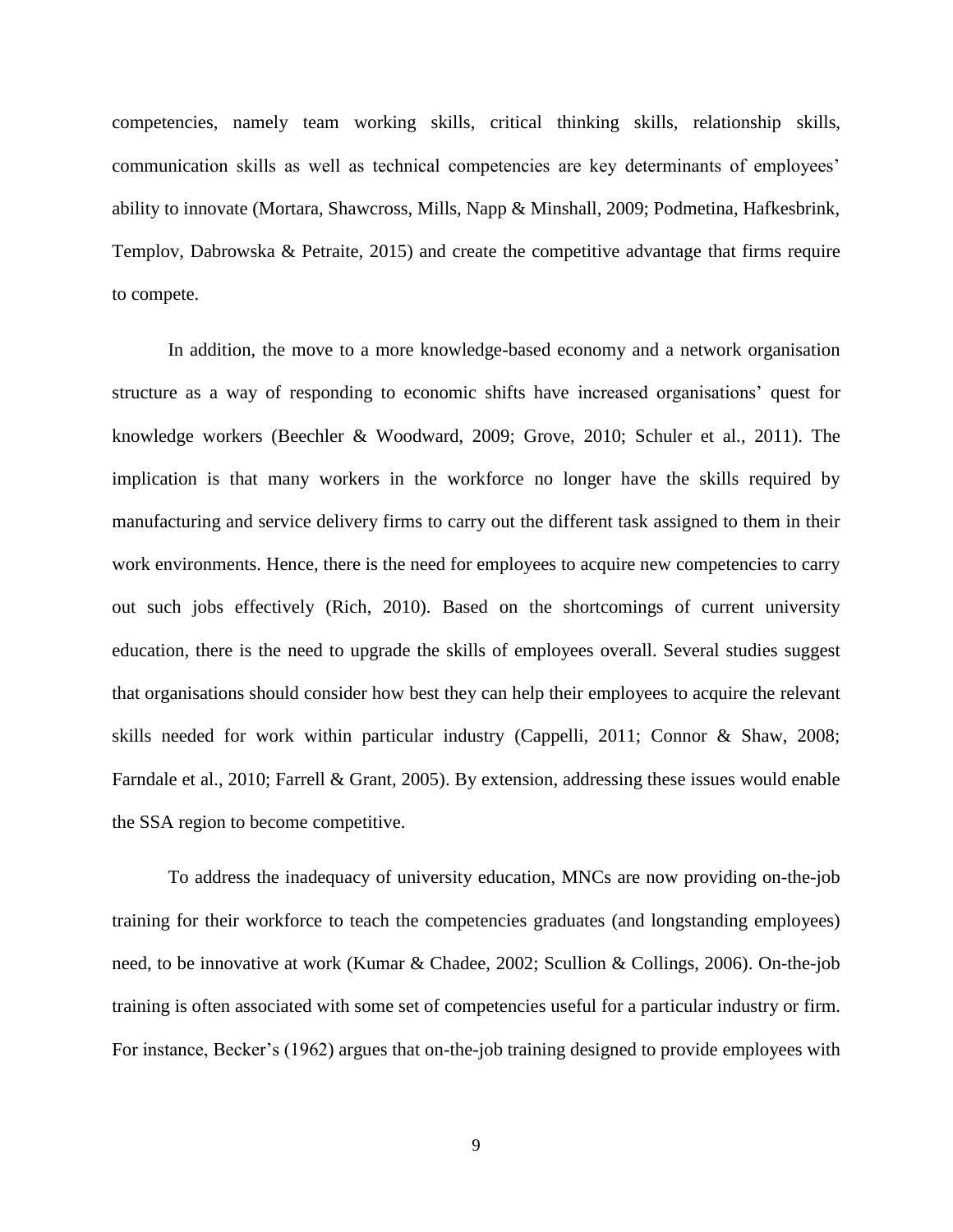competencies, namely team working skills, critical thinking skills, relationship skills, communication skills as well as technical competencies are key determinants of employees' ability to innovate (Mortara, Shawcross, Mills, Napp & Minshall, 2009; Podmetina, Hafkesbrink, Templov, Dabrowska & Petraite, 2015) and create the competitive advantage that firms require to compete.

In addition, the move to a more knowledge-based economy and a network organisation structure as a way of responding to economic shifts have increased organisations' quest for knowledge workers (Beechler & Woodward, 2009; Grove, 2010; Schuler et al., 2011). The implication is that many workers in the workforce no longer have the skills required by manufacturing and service delivery firms to carry out the different task assigned to them in their work environments. Hence, there is the need for employees to acquire new competencies to carry out such jobs effectively (Rich, 2010). Based on the shortcomings of current university education, there is the need to upgrade the skills of employees overall. Several studies suggest that organisations should consider how best they can help their employees to acquire the relevant skills needed for work within particular industry (Cappelli, 2011; Connor & Shaw, 2008; Farndale et al., 2010; Farrell & Grant, 2005). By extension, addressing these issues would enable the SSA region to become competitive.

To address the inadequacy of university education, MNCs are now providing on-the-job training for their workforce to teach the competencies graduates (and longstanding employees) need, to be innovative at work (Kumar & Chadee, 2002; Scullion & Collings, 2006). On-the-job training is often associated with some set of competencies useful for a particular industry or firm. For instance, Becker's (1962) argues that on-the-job training designed to provide employees with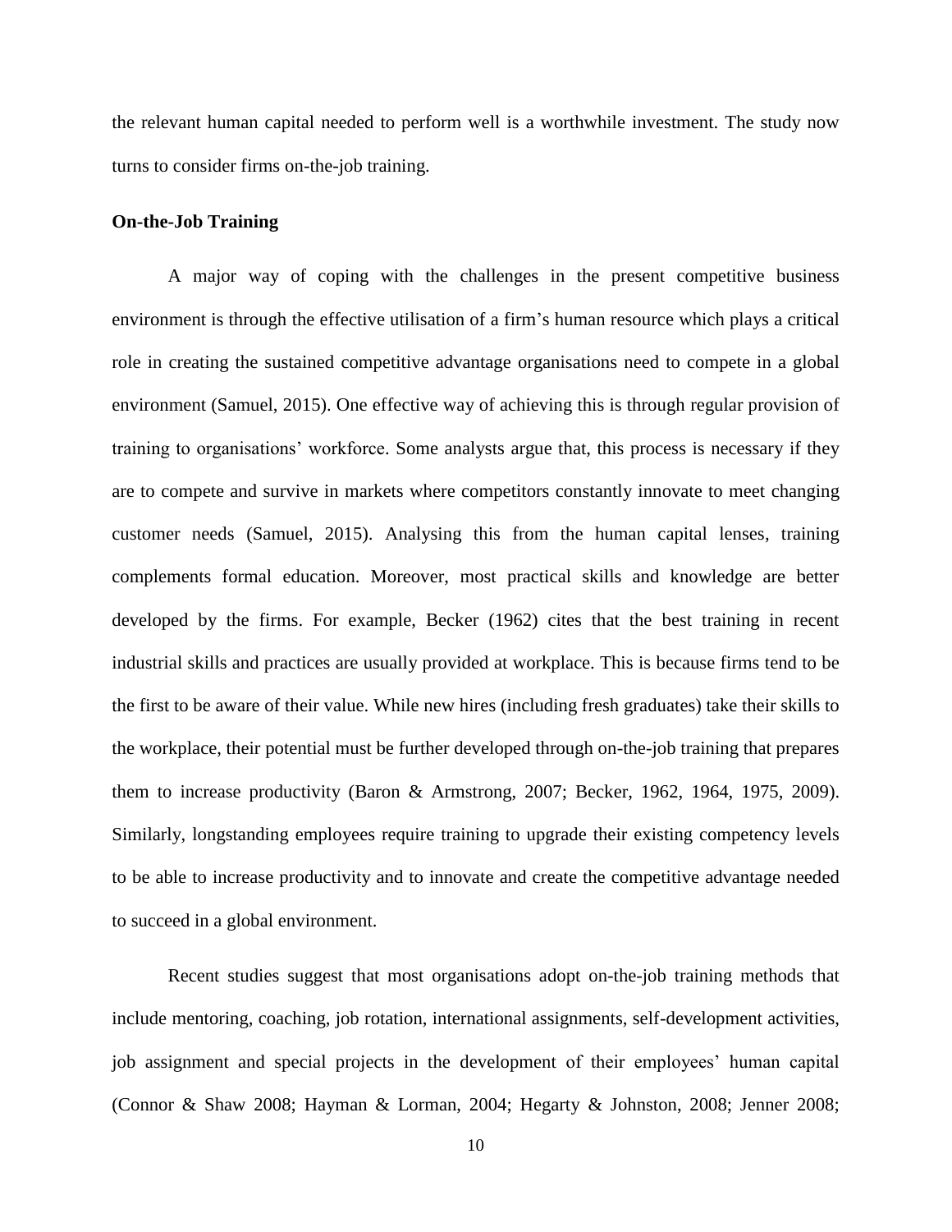the relevant human capital needed to perform well is a worthwhile investment. The study now turns to consider firms on-the-job training.

**On-the-Job Training**

A major way of coping with the challenges in the present competitive business environment is through the effective utilisation of a firm's human resource which plays a critical role in creating the sustained competitive advantage organisations need to compete in a global environment (Samuel, 2015). One effective way of achieving this is through regular provision of training to organisations' workforce. Some analysts argue that, this process is necessary if they are to compete and survive in markets where competitors constantly innovate to meet changing customer needs (Samuel, 2015). Analysing this from the human capital lenses, training complements formal education. Moreover, most practical skills and knowledge are better developed by the firms. For example, Becker (1962) cites that the best training in recent industrial skills and practices are usually provided at workplace. This is because firms tend to be the first to be aware of their value. While new hires (including fresh graduates) take their skills to the workplace, their potential must be further developed through on-the-job training that prepares them to increase productivity (Baron & Armstrong, 2007; Becker, 1962, 1964, 1975, 2009). Similarly, longstanding employees require training to upgrade their existing competency levels to be able to increase productivity and to innovate and create the competitive advantage needed to succeed in a global environment.

Recent studies suggest that most organisations adopt on-the-job training methods that include mentoring, coaching, job rotation, international assignments, self-development activities, job assignment and special projects in the development of their employees' human capital (Connor & Shaw 2008; Hayman & Lorman, 2004; Hegarty & Johnston, 2008; Jenner 2008;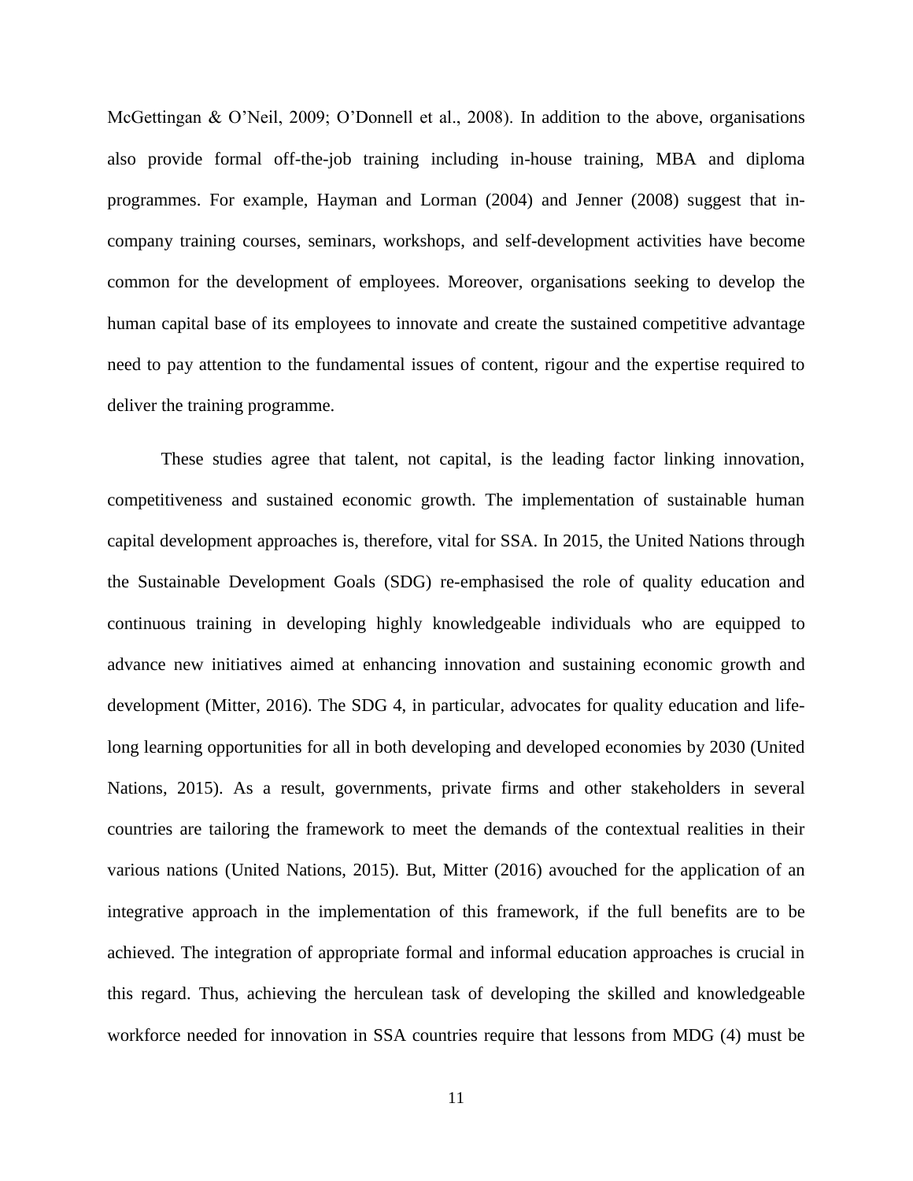McGettingan & O'Neil, 2009; O'Donnell et al., 2008). In addition to the above, organisations also provide formal off-the-job training including in-house training, MBA and diploma programmes. For example, Hayman and Lorman (2004) and Jenner (2008) suggest that in-company training courses, seminars, workshops, and self-development activities have become common for the development of employees. Moreover, organisations seeking to develop the human capital base of its employees to innovate and create the sustained competitive advantage need to pay attention to the fundamental issues of content, rigour and the expertise required to deliver the training programme.

These studies agree that talent, not capital, is the leading factor linking innovation, competitiveness and sustained economic growth. The implementation of sustainable human capital development approaches is, therefore, vital for SSA. In 2015, the United Nations through the Sustainable Development Goals (SDG) re-emphasised the role of quality education and continuous training in developing highly knowledgeable individuals who are equipped to advance new initiatives aimed at enhancing innovation and sustaining economic growth and development (Mitter, 2016). The SDG 4, in particular, advocates for quality education and life-long learning opportunities for all in both developing and developed economies by 2030 (United Nations, 2015). As a result, governments, private firms and other stakeholders in several countries are tailoring the framework to meet the demands of the contextual realities in their various nations (United Nations, 2015). But, Mitter (2016) avouched for the application of an integrative approach in the implementation of this framework, if the full benefits are to be achieved. The integration of appropriate formal and informal education approaches is crucial in this regard. Thus, achieving the herculean task of developing the skilled and knowledgeable workforce needed for innovation in SSA countries require that lessons from MDG (4) must be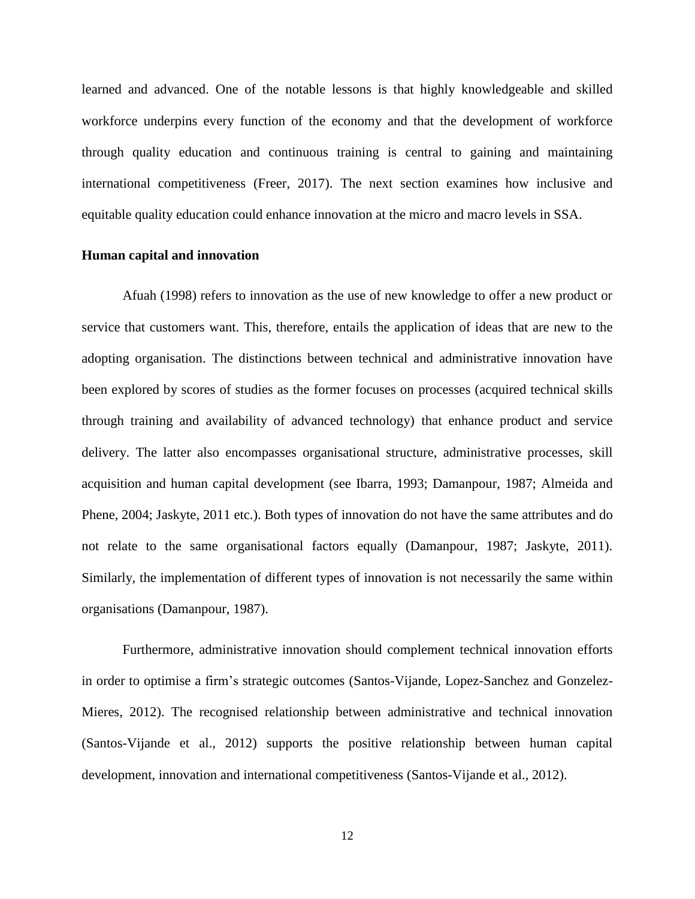learned and advanced. One of the notable lessons is that highly knowledgeable and skilled workforce underpins every function of the economy and that the development of workforce through quality education and continuous training is central to gaining and maintaining international competitiveness (Freer, 2017). The next section examines how inclusive and equitable quality education could enhance innovation at the micro and macro levels in SSA.

**Human capital and innovation**

Afuah (1998) refers to innovation as the use of new knowledge to offer a new product or service that customers want. This, therefore, entails the application of ideas that are new to the adopting organisation. The distinctions between technical and administrative innovation have been explored by scores of studies as the former focuses on processes (acquired technical skills through training and availability of advanced technology) that enhance product and service delivery. The latter also encompasses organisational structure, administrative processes, skill acquisition and human capital development (see Ibarra, 1993; Damanpour, 1987; Almeida and Phene, 2004; Jaskyte, 2011 etc.). Both types of innovation do not have the same attributes and do not relate to the same organisational factors equally (Damanpour, 1987; Jaskyte, 2011). Similarly, the implementation of different types of innovation is not necessarily the same within organisations (Damanpour, 1987).

Furthermore, administrative innovation should complement technical innovation efforts in order to optimise a firm's strategic outcomes (Santos-Vijande, Lopez-Sanchez and Gonzelez-Mieres, 2012). The recognised relationship between administrative and technical innovation (Santos-Vijande et al., 2012) supports the positive relationship between human capital development, innovation and international competitiveness (Santos-Vijande et al., 2012).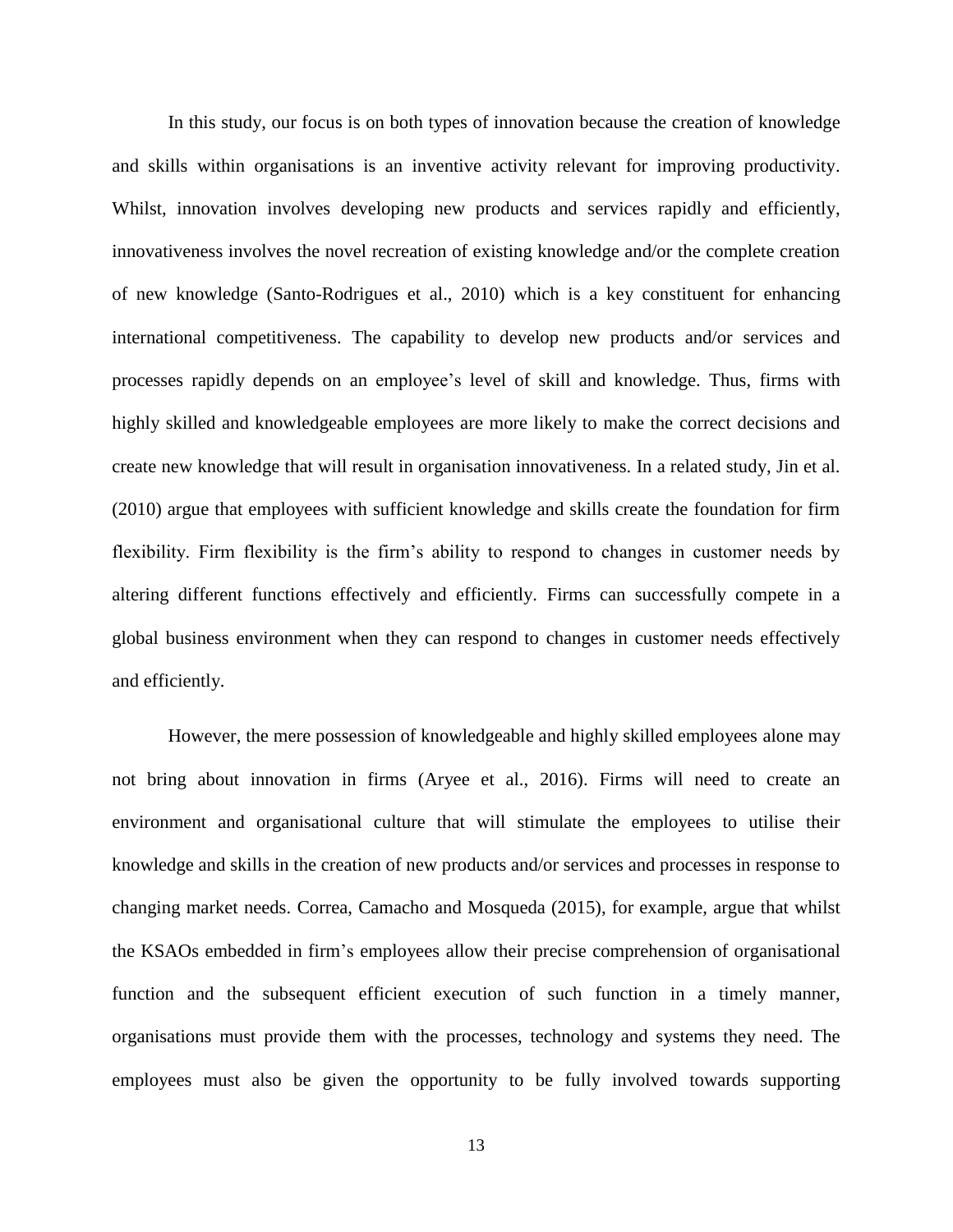In this study, our focus is on both types of innovation because the creation of knowledge and skills within organisations is an inventive activity relevant for improving productivity. Whilst, innovation involves developing new products and services rapidly and efficiently, innovativeness involves the novel recreation of existing knowledge and/or the complete creation of new knowledge (Santo-Rodrigues et al., 2010) which is a key constituent for enhancing international competitiveness. The capability to develop new products and/or services and processes rapidly depends on an employee's level of skill and knowledge. Thus, firms with highly skilled and knowledgeable employees are more likely to make the correct decisions and create new knowledge that will result in organisation innovativeness. In a related study, Jin et al. (2010) argue that employees with sufficient knowledge and skills create the foundation for firm flexibility. Firm flexibility is the firm's ability to respond to changes in customer needs by altering different functions effectively and efficiently. Firms can successfully compete in a global business environment when they can respond to changes in customer needs effectively and efficiently.

However, the mere possession of knowledgeable and highly skilled employees alone may not bring about innovation in firms (Aryee et al., 2016). Firms will need to create an environment and organisational culture that will stimulate the employees to utilise their knowledge and skills in the creation of new products and/or services and processes in response to changing market needs. Correa, Camacho and Mosqueda (2015), for example, argue that whilst the KSAOs embedded in firm's employees allow their precise comprehension of organisational function and the subsequent efficient execution of such function in a timely manner, organisations must provide them with the processes, technology and systems they need. The employees must also be given the opportunity to be fully involved towards supporting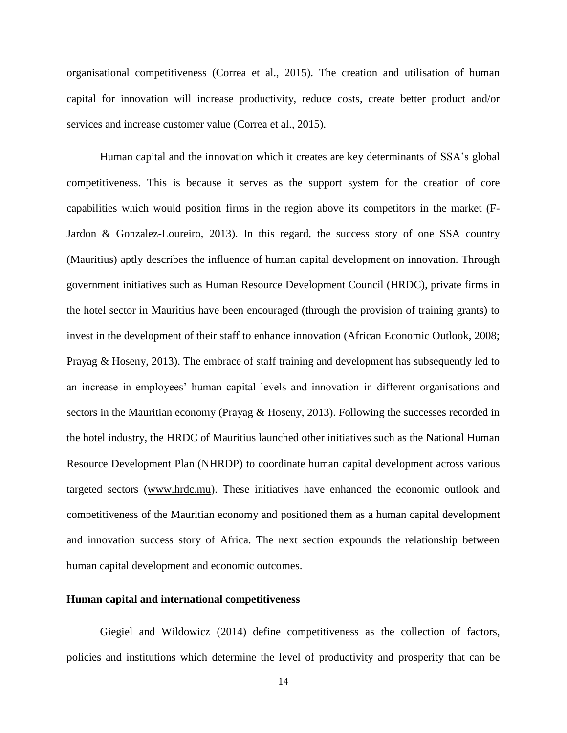organisational competitiveness (Correa et al., 2015). The creation and utilisation of human capital for innovation will increase productivity, reduce costs, create better product and/or services and increase customer value (Correa et al., 2015).

Human capital and the innovation which it creates are key determinants of SSA's global competitiveness. This is because it serves as the support system for the creation of core capabilities which would position firms in the region above its competitors in the market (F-Jardon & Gonzalez-Loureiro, 2013). In this regard, the success story of one SSA country (Mauritius) aptly describes the influence of human capital development on innovation. Through government initiatives such as Human Resource Development Council (HRDC), private firms in the hotel sector in Mauritius have been encouraged (through the provision of training grants) to invest in the development of their staff to enhance innovation (African Economic Outlook, 2008; Prayag & Hoseny, 2013). The embrace of staff training and development has subsequently led to an increase in employees' human capital levels and innovation in different organisations and sectors in the Mauritian economy (Prayag & Hoseny, 2013). Following the successes recorded in the hotel industry, the HRDC of Mauritius launched other initiatives such as the National Human Resource Development Plan (NHRDP) to coordinate human capital development across various targeted sectors (www.hrdc.mu). These initiatives have enhanced the economic outlook and competitiveness of the Mauritian economy and positioned them as a human capital development and innovation success story of Africa. The next section expounds the relationship between human capital development and economic outcomes.

**Human capital and international competitiveness**

Giegiel and Wildowicz (2014) define competitiveness as the collection of factors, policies and institutions which determine the level of productivity and prosperity that can be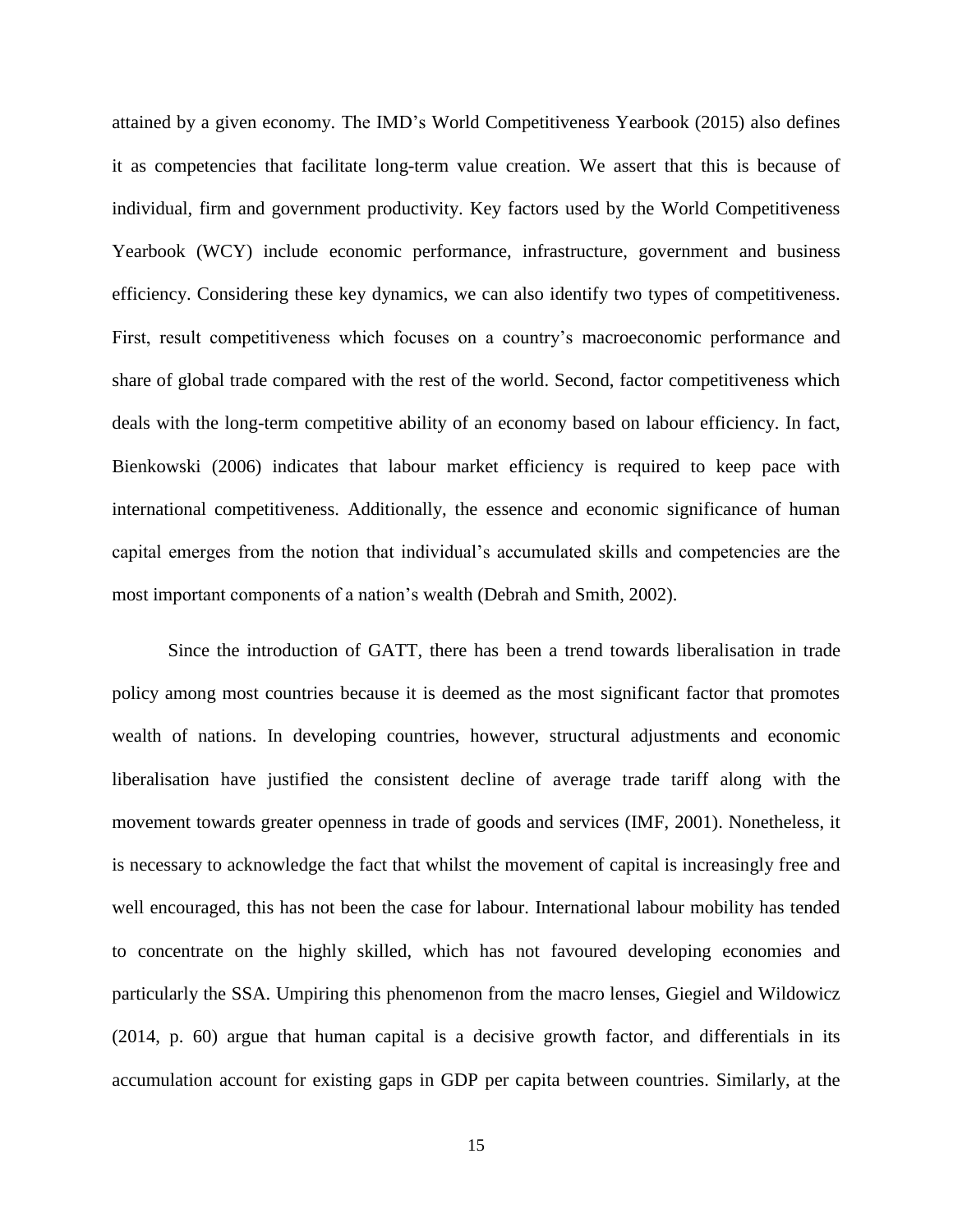attained by a given economy. The IMD's World Competitiveness Yearbook (2015) also defines it as competencies that facilitate long-term value creation. We assert that this is because of individual, firm and government productivity. Key factors used by the World Competitiveness Yearbook (WCY) include economic performance, infrastructure, government and business efficiency. Considering these key dynamics, we can also identify two types of competitiveness. First, result competitiveness which focuses on a country's macroeconomic performance and share of global trade compared with the rest of the world. Second, factor competitiveness which deals with the long-term competitive ability of an economy based on labour efficiency. In fact, Bienkowski (2006) indicates that labour market efficiency is required to keep pace with international competitiveness. Additionally, the essence and economic significance of human capital emerges from the notion that individual's accumulated skills and competencies are the most important components of a nation's wealth (Debrah and Smith, 2002).

Since the introduction of GATT, there has been a trend towards liberalisation in trade policy among most countries because it is deemed as the most significant factor that promotes wealth of nations. In developing countries, however, structural adjustments and economic liberalisation have justified the consistent decline of average trade tariff along with the movement towards greater openness in trade of goods and services (IMF, 2001). Nonetheless, it is necessary to acknowledge the fact that whilst the movement of capital is increasingly free and well encouraged, this has not been the case for labour. International labour mobility has tended to concentrate on the highly skilled, which has not favoured developing economies and particularly the SSA. Umpiring this phenomenon from the macro lenses, Giegiel and Wildowicz (2014, p. 60) argue that human capital is a decisive growth factor, and differentials in its accumulation account for existing gaps in GDP per capita between countries. Similarly, at the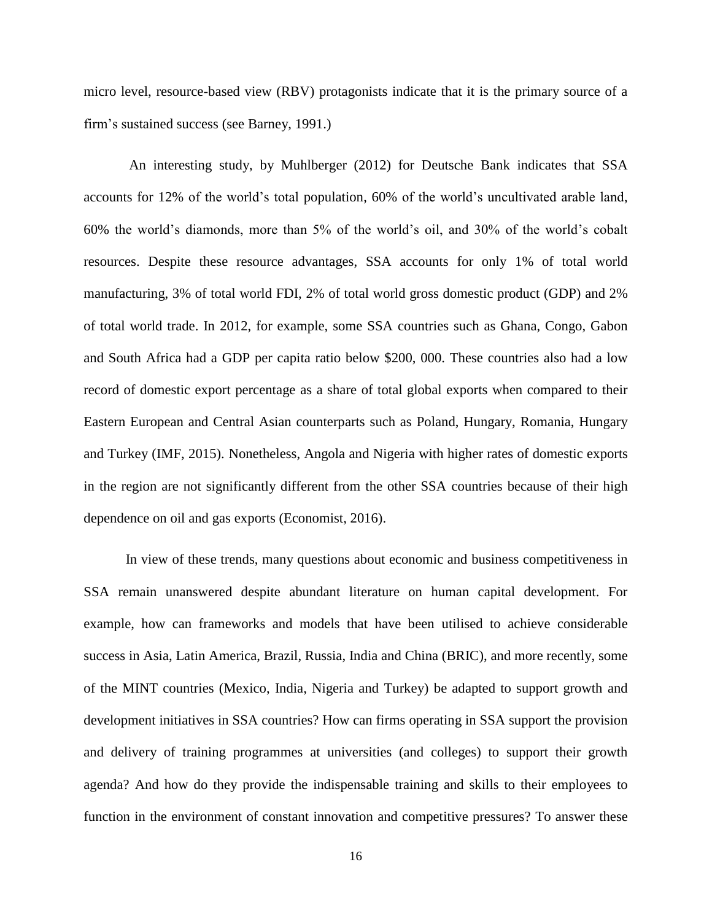micro level, resource-based view (RBV) protagonists indicate that it is the primary source of a firm's sustained success (see Barney, 1991.)

An interesting study, by Muhlberger (2012) for Deutsche Bank indicates that SSA accounts for 12% of the world's total population, 60% of the world's uncultivated arable land, 60% the world's diamonds, more than 5% of the world's oil, and 30% of the world's cobalt resources. Despite these resource advantages, SSA accounts for only 1% of total world manufacturing, 3% of total world FDI, 2% of total world gross domestic product (GDP) and 2% of total world trade. In 2012, for example, some SSA countries such as Ghana, Congo, Gabon and South Africa had a GDP per capita ratio below $200, 000. These countries also had a low record of domestic export percentage as a share of total global exports when compared to their Eastern European and Central Asian counterparts such as Poland, Hungary, Romania, Hungary and Turkey (IMF, 2015). Nonetheless, Angola and Nigeria with higher rates of domestic exports in the region are not significantly different from the other SSA countries because of their high dependence on oil and gas exports (Economist, 2016).

In view of these trends, many questions about economic and business competitiveness in SSA remain unanswered despite abundant literature on human capital development. For example, how can frameworks and models that have been utilised to achieve considerable success in Asia, Latin America, Brazil, Russia, India and China (BRIC), and more recently, some of the MINT countries (Mexico, India, Nigeria and Turkey) be adapted to support growth and development initiatives in SSA countries? How can firms operating in SSA support the provision and delivery of training programmes at universities (and colleges) to support their growth agenda? And how do they provide the indispensable training and skills to their employees to function in the environment of constant innovation and competitive pressures? To answer these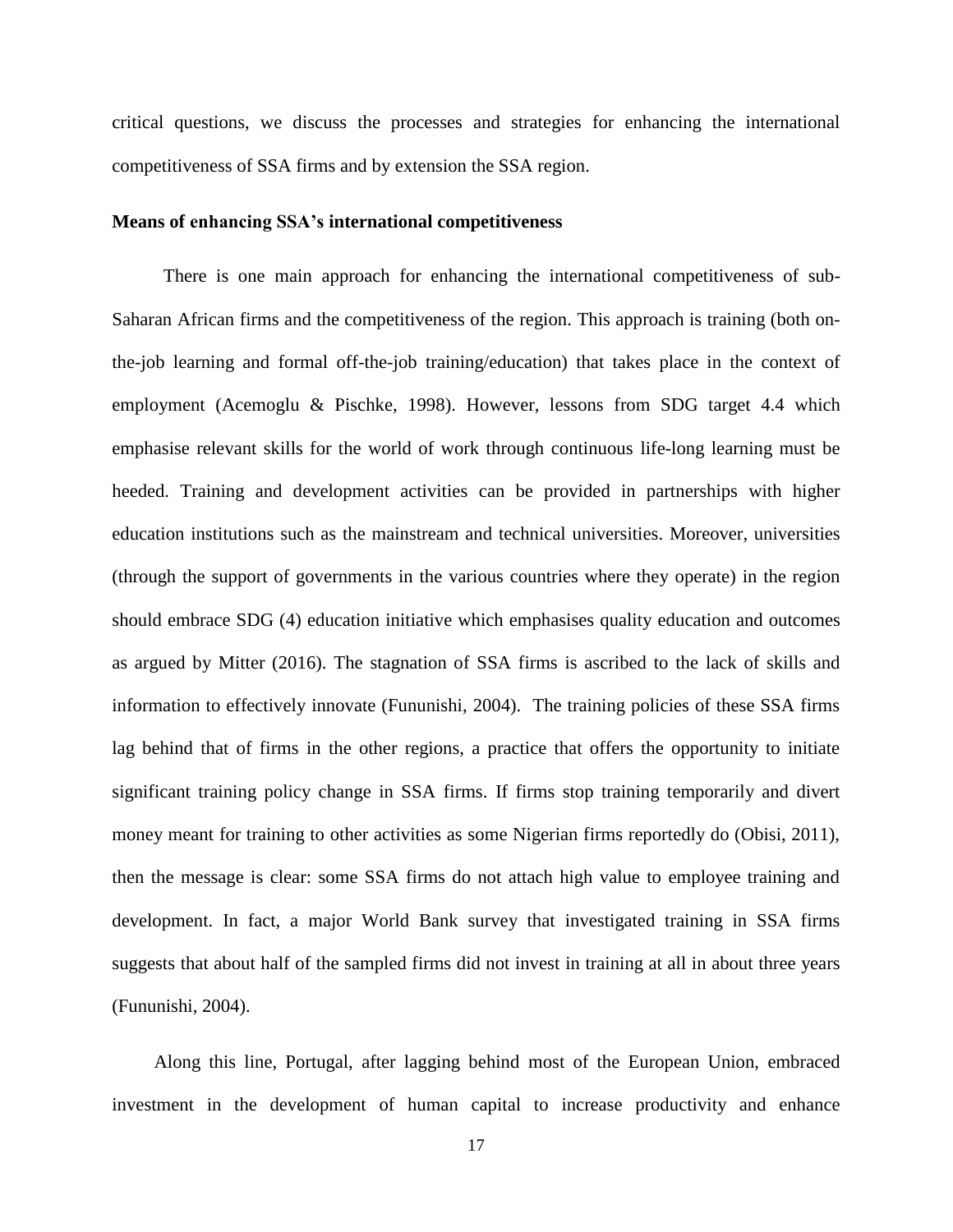critical questions, we discuss the processes and strategies for enhancing the international competitiveness of SSA firms and by extension the SSA region.

**Means of enhancing SSA's international competitiveness**

There is one main approach for enhancing the international competitiveness of sub-Saharan African firms and the competitiveness of the region. This approach is training (both on-the-job learning and formal off-the-job training/education) that takes place in the context of employment (Acemoglu & Pischke, 1998). However, lessons from SDG target 4.4 which emphasise relevant skills for the world of work through continuous life-long learning must be heeded. Training and development activities can be provided in partnerships with higher education institutions such as the mainstream and technical universities. Moreover, universities (through the support of governments in the various countries where they operate) in the region should embrace SDG (4) education initiative which emphasises quality education and outcomes as argued by Mitter (2016). The stagnation of SSA firms is ascribed to the lack of skills and information to effectively innovate (Fununishi, 2004). The training policies of these SSA firms lag behind that of firms in the other regions, a practice that offers the opportunity to initiate significant training policy change in SSA firms. If firms stop training temporarily and divert money meant for training to other activities as some Nigerian firms reportedly do (Obisi, 2011), then the message is clear: some SSA firms do not attach high value to employee training and development. In fact, a major World Bank survey that investigated training in SSA firms suggests that about half of the sampled firms did not invest in training at all in about three years (Fununishi, 2004).

Along this line, Portugal, after lagging behind most of the European Union, embraced investment in the development of human capital to increase productivity and enhance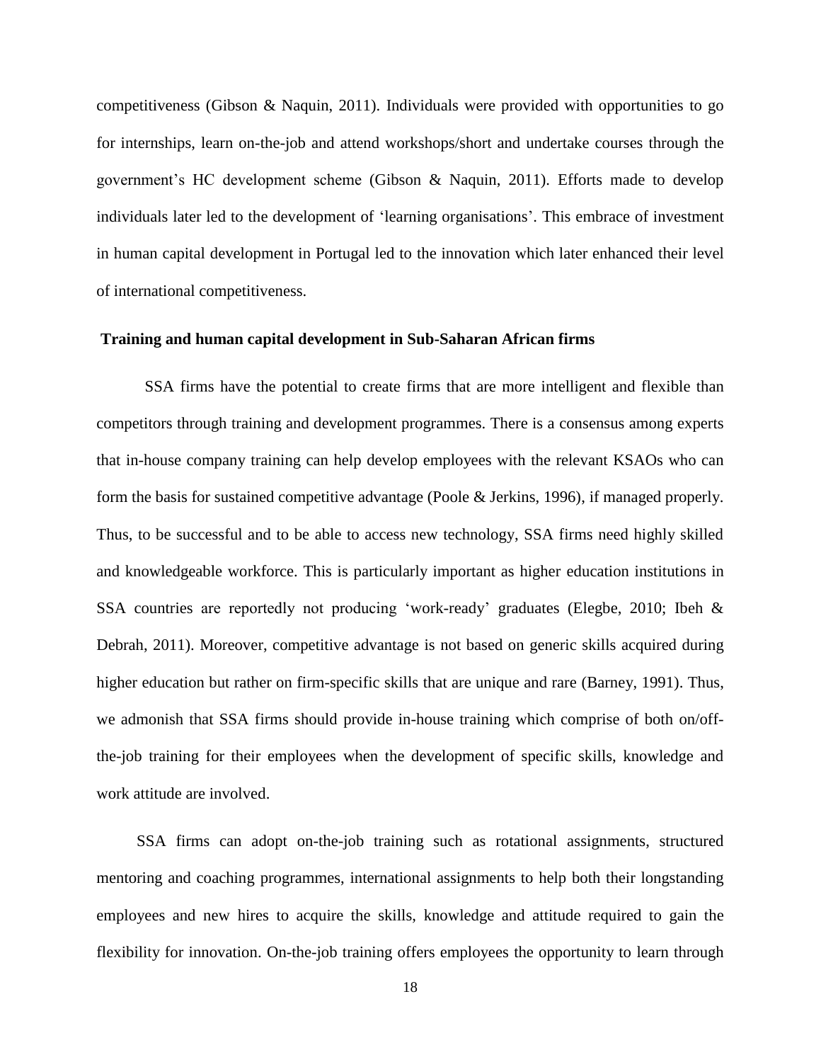competitiveness (Gibson & Naquin, 2011). Individuals were provided with opportunities to go for internships, learn on-the-job and attend workshops/short and undertake courses through the government's HC development scheme (Gibson & Naquin, 2011). Efforts made to develop individuals later led to the development of 'learning organisations'. This embrace of investment in human capital development in Portugal led to the innovation which later enhanced their level of international competitiveness.

**Training and human capital development in Sub-Saharan African firms**

SSA firms have the potential to create firms that are more intelligent and flexible than competitors through training and development programmes. There is a consensus among experts that in-house company training can help develop employees with the relevant KSAOs who can form the basis for sustained competitive advantage (Poole & Jerkins, 1996), if managed properly. Thus, to be successful and to be able to access new technology, SSA firms need highly skilled and knowledgeable workforce. This is particularly important as higher education institutions in SSA countries are reportedly not producing 'work-ready' graduates (Elegbe, 2010; Ibeh & Debrah, 2011). Moreover, competitive advantage is not based on generic skills acquired during higher education but rather on firm-specific skills that are unique and rare (Barney, 1991). Thus, we admonish that SSA firms should provide in-house training which comprise of both on/off-the-job training for their employees when the development of specific skills, knowledge and work attitude are involved.

SSA firms can adopt on-the-job training such as rotational assignments, structured mentoring and coaching programmes, international assignments to help both their longstanding employees and new hires to acquire the skills, knowledge and attitude required to gain the flexibility for innovation. On-the-job training offers employees the opportunity to learn through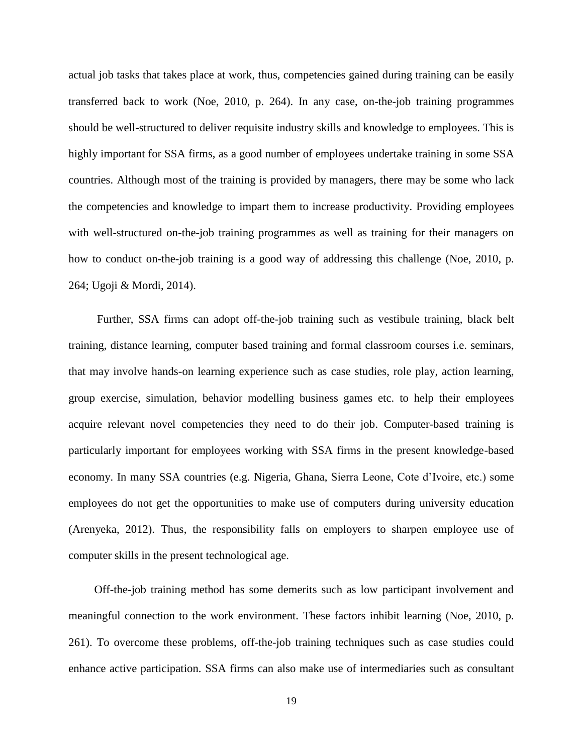actual job tasks that takes place at work, thus, competencies gained during training can be easily transferred back to work (Noe, 2010, p. 264). In any case, on-the-job training programmes should be well-structured to deliver requisite industry skills and knowledge to employees. This is highly important for SSA firms, as a good number of employees undertake training in some SSA countries. Although most of the training is provided by managers, there may be some who lack the competencies and knowledge to impart them to increase productivity. Providing employees with well-structured on-the-job training programmes as well as training for their managers on how to conduct on-the-job training is a good way of addressing this challenge (Noe, 2010, p. 264; Ugoji & Mordi, 2014).

Further, SSA firms can adopt off-the-job training such as vestibule training, black belt training, distance learning, computer based training and formal classroom courses i.e. seminars, that may involve hands-on learning experience such as case studies, role play, action learning, group exercise, simulation, behavior modelling business games etc. to help their employees acquire relevant novel competencies they need to do their job. Computer-based training is particularly important for employees working with SSA firms in the present knowledge-based economy. In many SSA countries (e.g. Nigeria, Ghana, Sierra Leone, Cote d'Ivoire, etc.) some employees do not get the opportunities to make use of computers during university education (Arenyeka, 2012). Thus, the responsibility falls on employers to sharpen employee use of computer skills in the present technological age.

Off-the-job training method has some demerits such as low participant involvement and meaningful connection to the work environment. These factors inhibit learning (Noe, 2010, p. 261). To overcome these problems, off-the-job training techniques such as case studies could enhance active participation. SSA firms can also make use of intermediaries such as consultant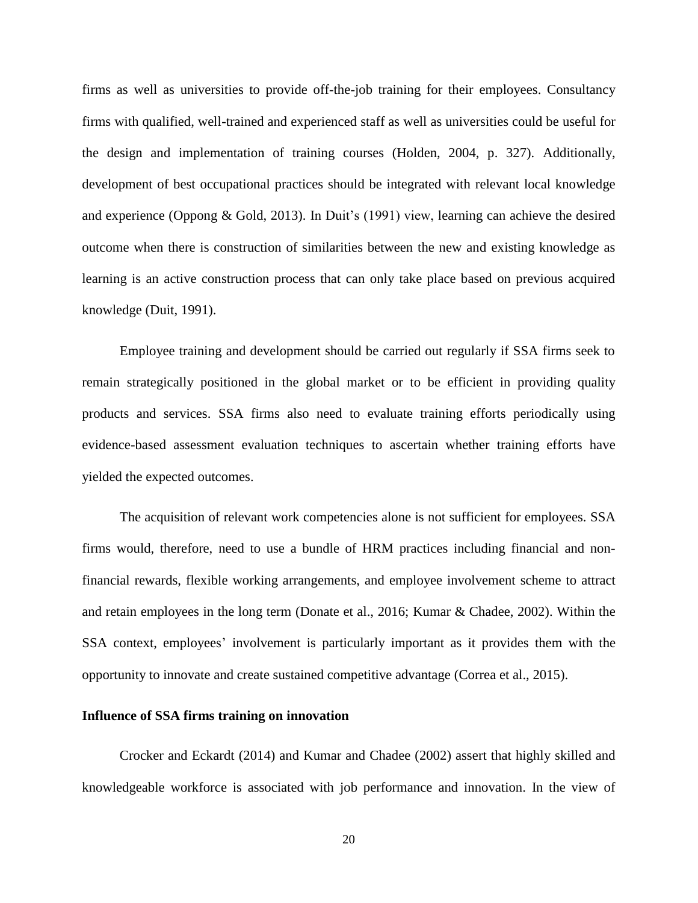firms as well as universities to provide off-the-job training for their employees. Consultancy firms with qualified, well-trained and experienced staff as well as universities could be useful for the design and implementation of training courses (Holden, 2004, p. 327). Additionally, development of best occupational practices should be integrated with relevant local knowledge and experience (Oppong & Gold, 2013). In Duit's (1991) view, learning can achieve the desired outcome when there is construction of similarities between the new and existing knowledge as learning is an active construction process that can only take place based on previous acquired knowledge (Duit, 1991).

Employee training and development should be carried out regularly if SSA firms seek to remain strategically positioned in the global market or to be efficient in providing quality products and services. SSA firms also need to evaluate training efforts periodically using evidence-based assessment evaluation techniques to ascertain whether training efforts have yielded the expected outcomes.

The acquisition of relevant work competencies alone is not sufficient for employees. SSA firms would, therefore, need to use a bundle of HRM practices including financial and non-financial rewards, flexible working arrangements, and employee involvement scheme to attract and retain employees in the long term (Donate et al., 2016; Kumar & Chadee, 2002). Within the SSA context, employees' involvement is particularly important as it provides them with the opportunity to innovate and create sustained competitive advantage (Correa et al., 2015).

**Influence of SSA firms training on innovation**

Crocker and Eckardt (2014) and Kumar and Chadee (2002) assert that highly skilled and knowledgeable workforce is associated with job performance and innovation. In the view of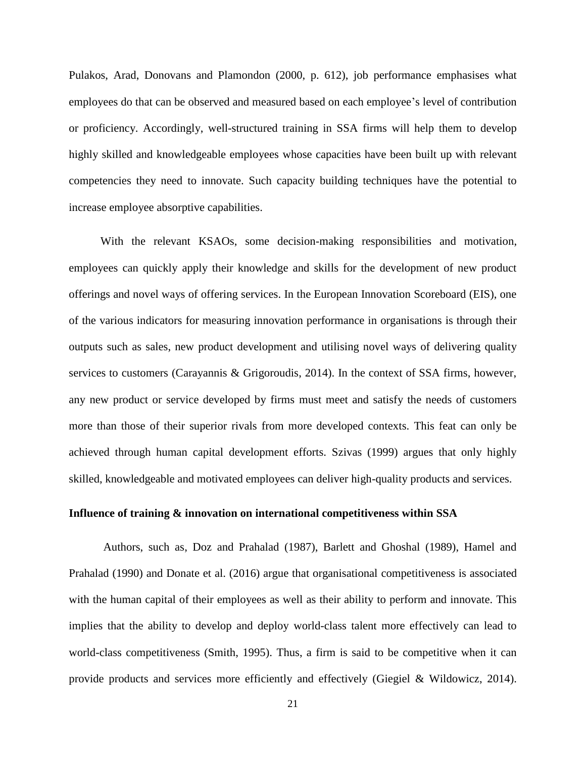Pulakos, Arad, Donovans and Plamondon (2000, p. 612), job performance emphasises what employees do that can be observed and measured based on each employee's level of contribution or proficiency. Accordingly, well-structured training in SSA firms will help them to develop highly skilled and knowledgeable employees whose capacities have been built up with relevant competencies they need to innovate. Such capacity building techniques have the potential to increase employee absorptive capabilities.

With the relevant KSAOs, some decision-making responsibilities and motivation, employees can quickly apply their knowledge and skills for the development of new product offerings and novel ways of offering services. In the European Innovation Scoreboard (EIS), one of the various indicators for measuring innovation performance in organisations is through their outputs such as sales, new product development and utilising novel ways of delivering quality services to customers (Carayannis & Grigoroudis, 2014). In the context of SSA firms, however, any new product or service developed by firms must meet and satisfy the needs of customers more than those of their superior rivals from more developed contexts. This feat can only be achieved through human capital development efforts. Szivas (1999) argues that only highly skilled, knowledgeable and motivated employees can deliver high-quality products and services.

**Influence of training & innovation on international competitiveness within SSA**

Authors, such as, Doz and Prahalad (1987), Barlett and Ghoshal (1989), Hamel and Prahalad (1990) and Donate et al. (2016) argue that organisational competitiveness is associated with the human capital of their employees as well as their ability to perform and innovate. This implies that the ability to develop and deploy world-class talent more effectively can lead to world-class competitiveness (Smith, 1995). Thus, a firm is said to be competitive when it can provide products and services more efficiently and effectively (Giegiel & Wildowicz, 2014).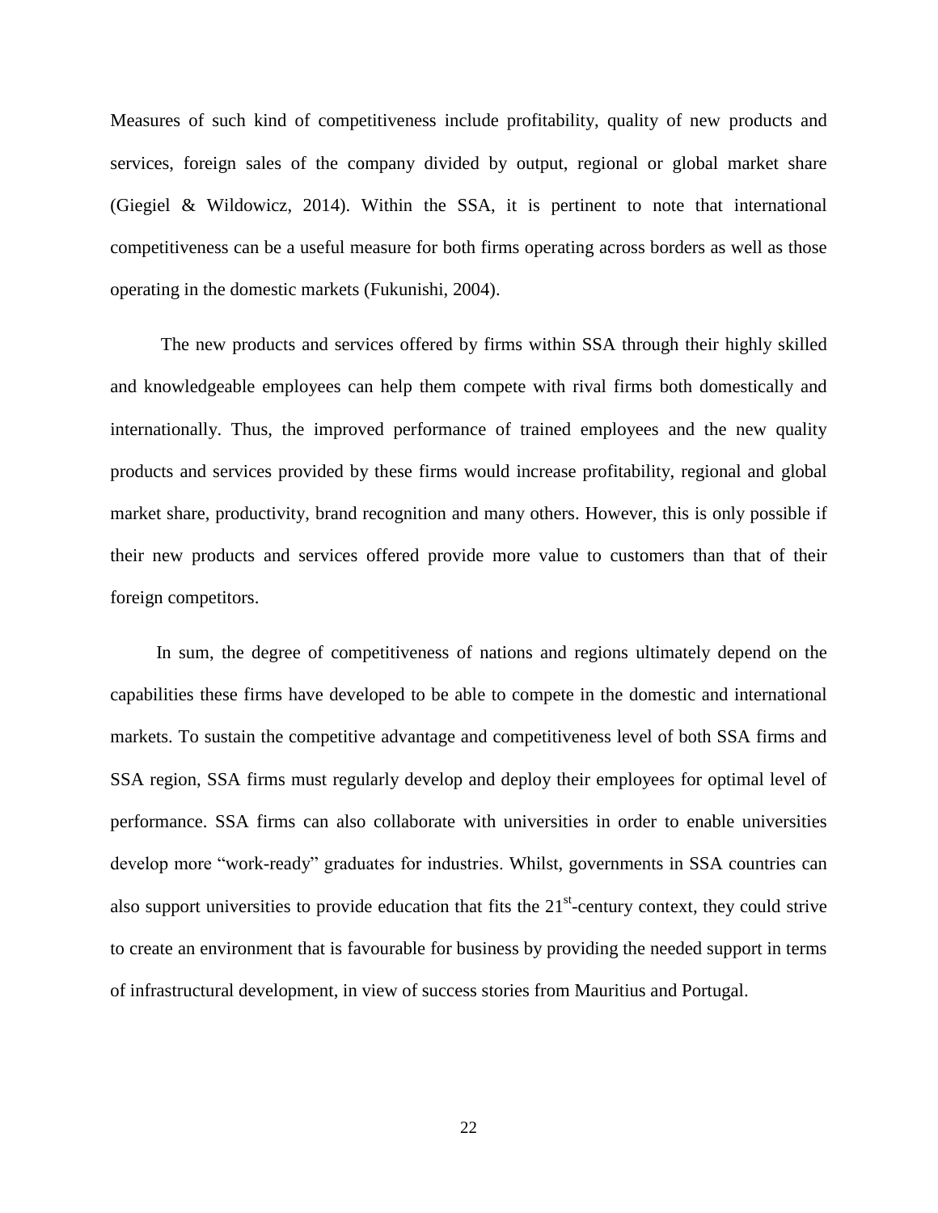Measures of such kind of competitiveness include profitability, quality of new products and services, foreign sales of the company divided by output, regional or global market share (Giegiel & Wildowicz, 2014). Within the SSA, it is pertinent to note that international competitiveness can be a useful measure for both firms operating across borders as well as those operating in the domestic markets (Fukunishi, 2004).

The new products and services offered by firms within SSA through their highly skilled and knowledgeable employees can help them compete with rival firms both domestically and internationally. Thus, the improved performance of trained employees and the new quality products and services provided by these firms would increase profitability, regional and global market share, productivity, brand recognition and many others. However, this is only possible if their new products and services offered provide more value to customers than that of their foreign competitors.

In sum, the degree of competitiveness of nations and regions ultimately depend on the capabilities these firms have developed to be able to compete in the domestic and international markets. To sustain the competitive advantage and competitiveness level of both SSA firms and SSA region, SSA firms must regularly develop and deploy their employees for optimal level of performance. SSA firms can also collaborate with universities in order to enable universities develop more "work-ready" graduates for industries. Whilst, governments in SSA countries can also support universities to provide education that fits the 21st-century context, they could strive to create an environment that is favourable for business by providing the needed support in terms of infrastructural development, in view of success stories from Mauritius and Portugal.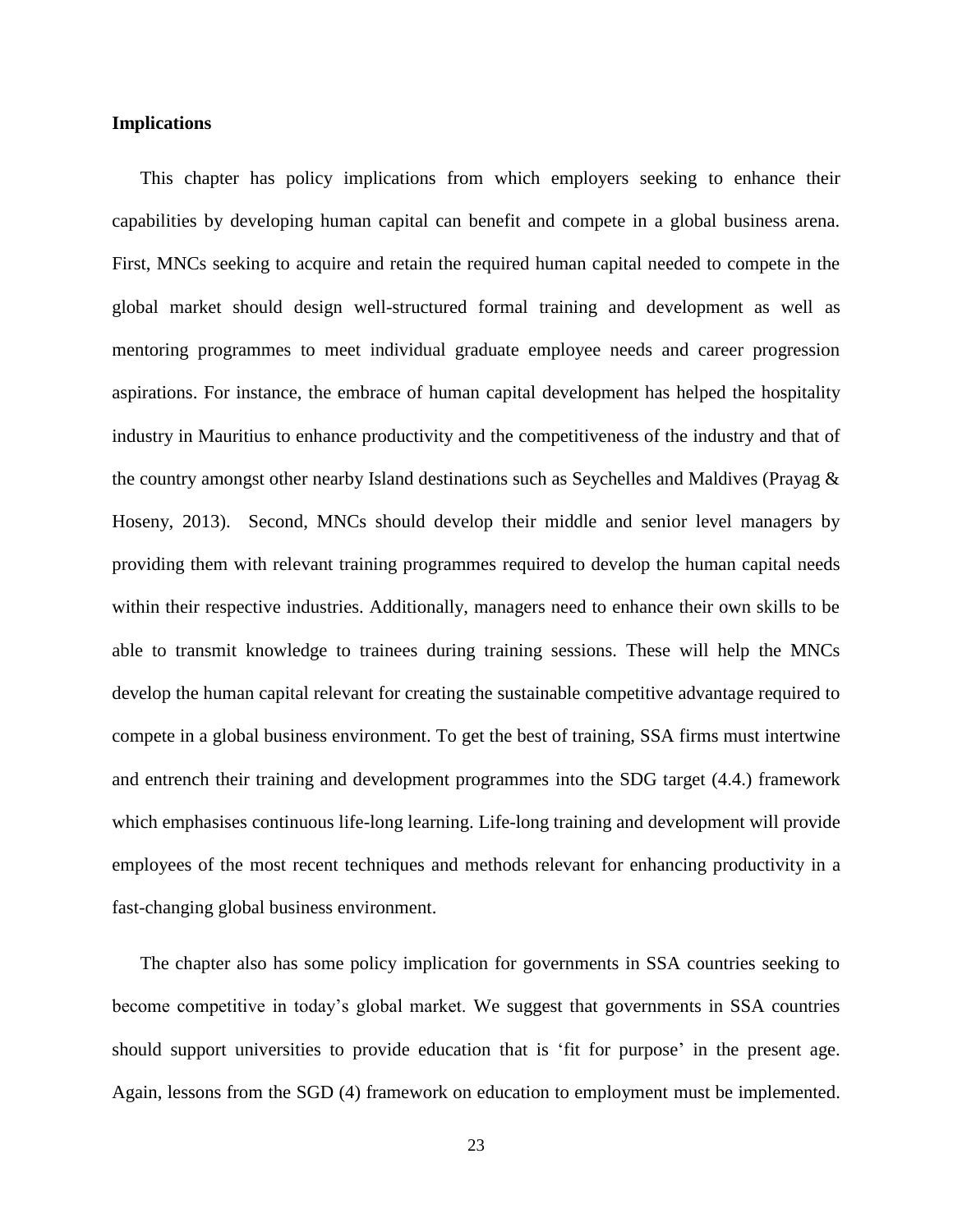**Implications**

This chapter has policy implications from which employers seeking to enhance their capabilities by developing human capital can benefit and compete in a global business arena. First, MNCs seeking to acquire and retain the required human capital needed to compete in the global market should design well-structured formal training and development as well as mentoring programmes to meet individual graduate employee needs and career progression aspirations. For instance, the embrace of human capital development has helped the hospitality industry in Mauritius to enhance productivity and the competitiveness of the industry and that of the country amongst other nearby Island destinations such as Seychelles and Maldives (Prayag & Hoseny, 2013). Second, MNCs should develop their middle and senior level managers by providing them with relevant training programmes required to develop the human capital needs within their respective industries. Additionally, managers need to enhance their own skills to be able to transmit knowledge to trainees during training sessions. These will help the MNCs develop the human capital relevant for creating the sustainable competitive advantage required to compete in a global business environment. To get the best of training, SSA firms must intertwine and entrench their training and development programmes into the SDG target (4.4.) framework which emphasises continuous life-long learning. Life-long training and development will provide employees of the most recent techniques and methods relevant for enhancing productivity in a fast-changing global business environment.

The chapter also has some policy implication for governments in SSA countries seeking to become competitive in today's global market. We suggest that governments in SSA countries should support universities to provide education that is 'fit for purpose' in the present age. Again, lessons from the SGD (4) framework on education to employment must be implemented.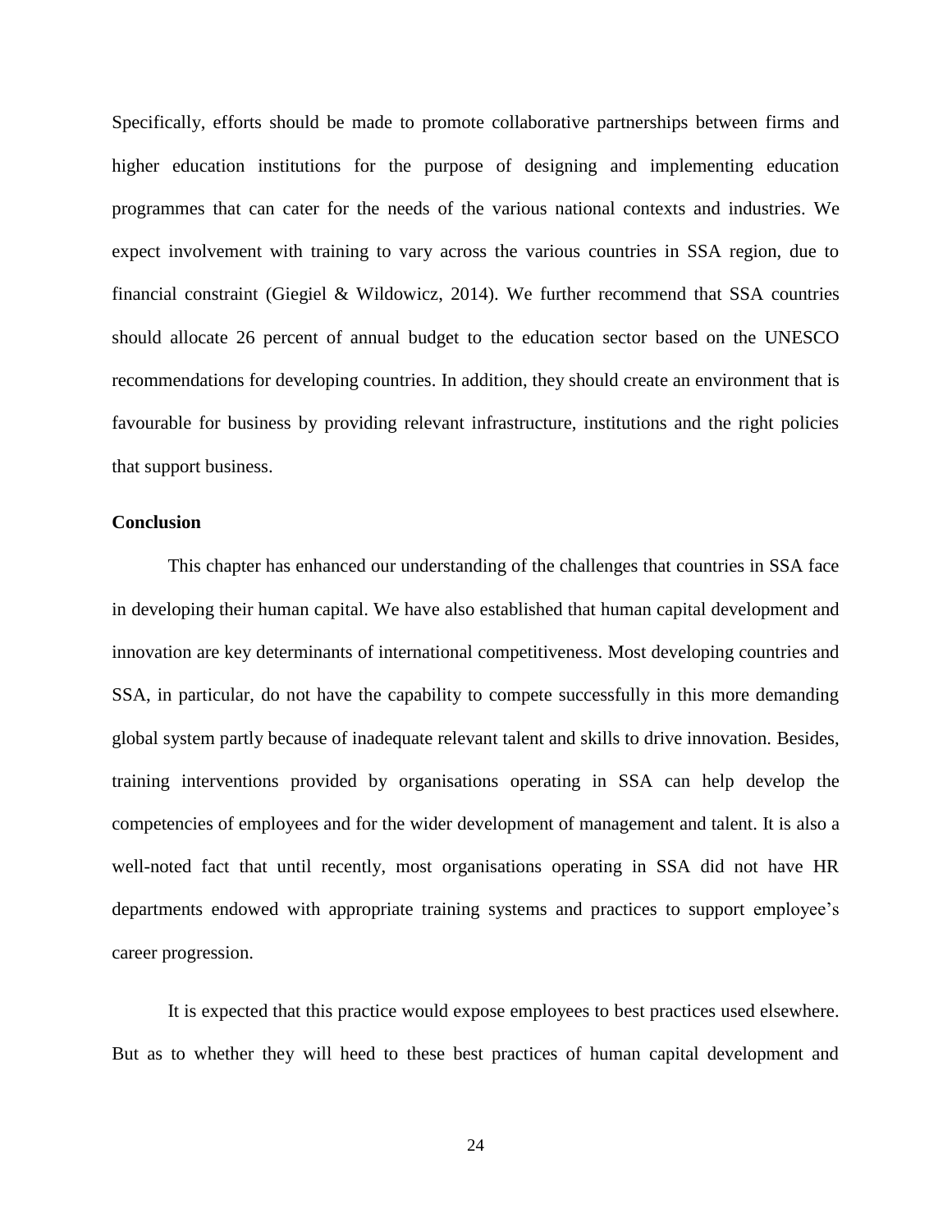Specifically, efforts should be made to promote collaborative partnerships between firms and higher education institutions for the purpose of designing and implementing education programmes that can cater for the needs of the various national contexts and industries. We expect involvement with training to vary across the various countries in SSA region, due to financial constraint (Giegiel & Wildowicz, 2014). We further recommend that SSA countries should allocate 26 percent of annual budget to the education sector based on the UNESCO recommendations for developing countries. In addition, they should create an environment that is favourable for business by providing relevant infrastructure, institutions and the right policies that support business.

**Conclusion**

This chapter has enhanced our understanding of the challenges that countries in SSA face in developing their human capital. We have also established that human capital development and innovation are key determinants of international competitiveness. Most developing countries and SSA, in particular, do not have the capability to compete successfully in this more demanding global system partly because of inadequate relevant talent and skills to drive innovation. Besides, training interventions provided by organisations operating in SSA can help develop the competencies of employees and for the wider development of management and talent. It is also a well-noted fact that until recently, most organisations operating in SSA did not have HR departments endowed with appropriate training systems and practices to support employee's career progression.

It is expected that this practice would expose employees to best practices used elsewhere. But as to whether they will heed to these best practices of human capital development and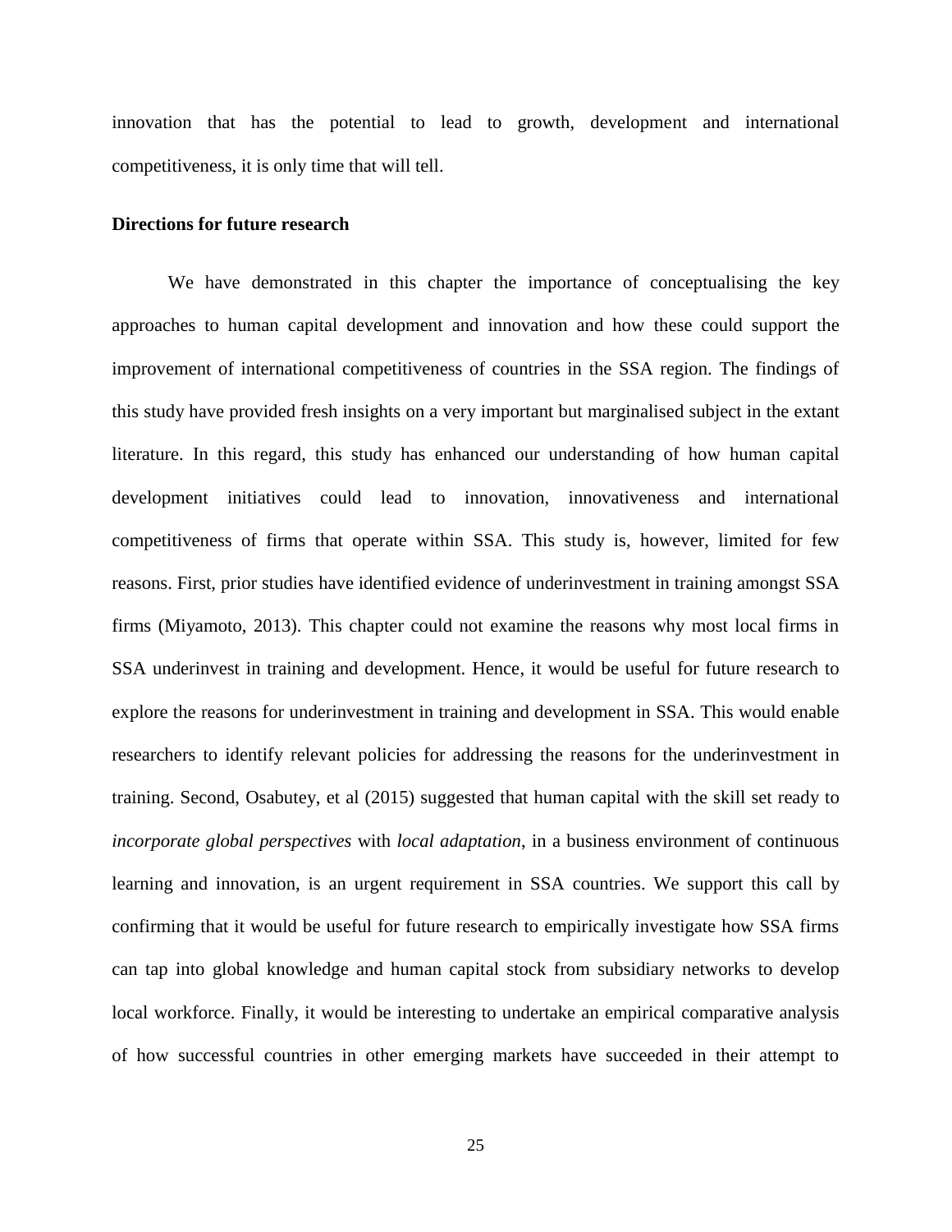innovation that has the potential to lead to growth, development and international competitiveness, it is only time that will tell.

**Directions for future research**

We have demonstrated in this chapter the importance of conceptualising the key approaches to human capital development and innovation and how these could support the improvement of international competitiveness of countries in the SSA region. The findings of this study have provided fresh insights on a very important but marginalised subject in the extant literature. In this regard, this study has enhanced our understanding of how human capital development initiatives could lead to innovation, innovativeness and international competitiveness of firms that operate within SSA. This study is, however, limited for few reasons. First, prior studies have identified evidence of underinvestment in training amongst SSA firms (Miyamoto, 2013). This chapter could not examine the reasons why most local firms in SSA underinvest in training and development. Hence, it would be useful for future research to explore the reasons for underinvestment in training and development in SSA. This would enable researchers to identify relevant policies for addressing the reasons for the underinvestment in training. Second, Osabutey, et al (2015) suggested that human capital with the skill set ready to *incorporate global perspectives* with *local adaptation*, in a business environment of continuous learning and innovation, is an urgent requirement in SSA countries. We support this call by confirming that it would be useful for future research to empirically investigate how SSA firms can tap into global knowledge and human capital stock from subsidiary networks to develop local workforce. Finally, it would be interesting to undertake an empirical comparative analysis of how successful countries in other emerging markets have succeeded in their attempt to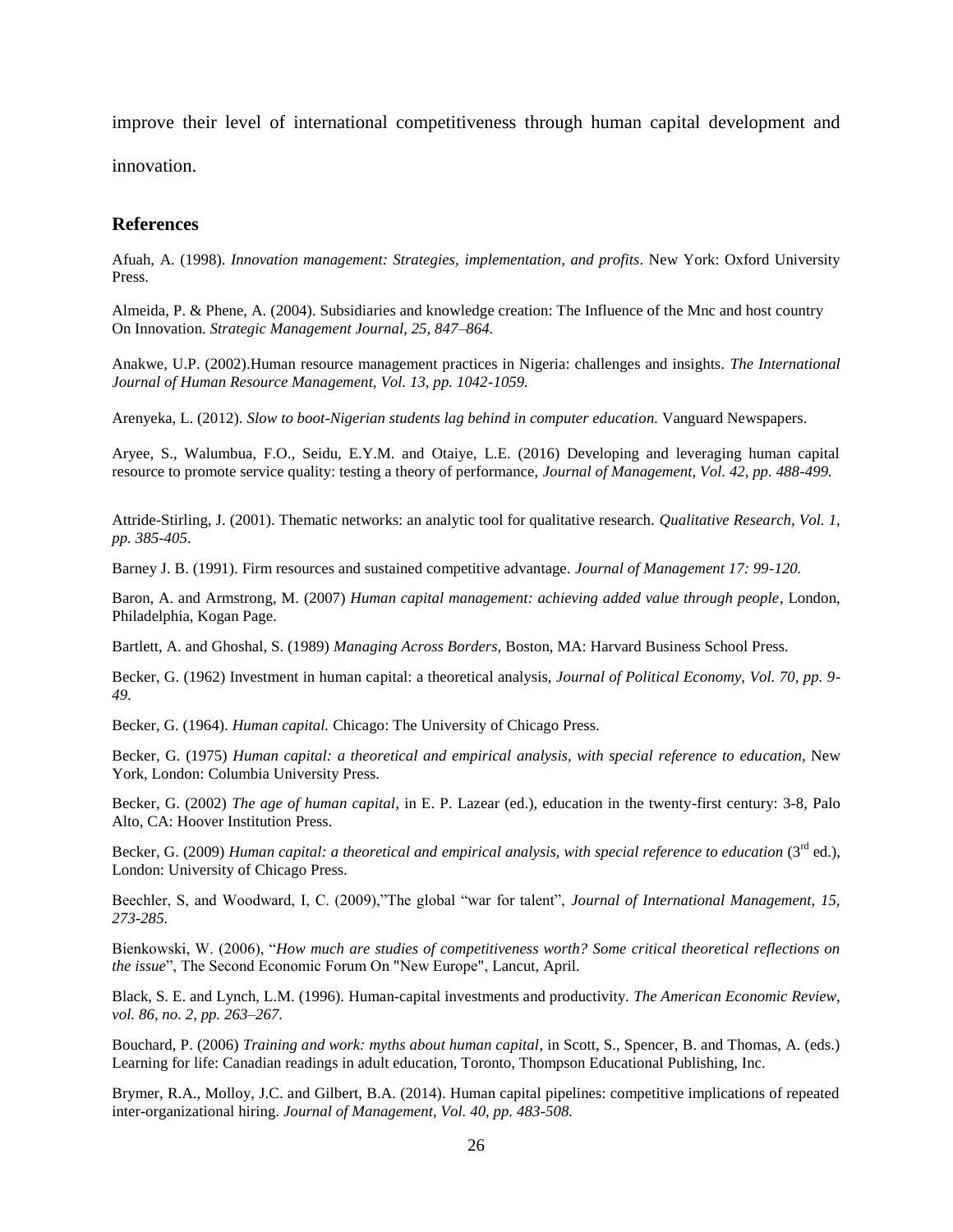improve their level of international competitiveness through human capital development and innovation.

## References

Afuah, A. (1998). *Innovation management: Strategies, implementation, and profits*. New York: Oxford University Press.

Almeida, P. & Phene, A. (2004). Subsidiaries and knowledge creation: The Influence of the Mnc and host country On Innovation. *Strategic Management Journal, 25, 847–864.*

Anakwe, U.P. (2002).Human resource management practices in Nigeria: challenges and insights. *The International Journal of Human Resource Management, Vol. 13, pp. 1042-1059.*

Arenyeka, L. (2012). *Slow to boot-Nigerian students lag behind in computer education.* Vanguard Newspapers.

Aryee, S., Walumbua, F.O., Seidu, E.Y.M. and Otaiye, L.E. (2016) Developing and leveraging human capital resource to promote service quality: testing a theory of performance, *Journal of Management, Vol. 42, pp. 488-499.*

Attride-Stirling, J. (2001). Thematic networks: an analytic tool for qualitative research. *Qualitative Research, Vol. 1, pp. 385-405*.

Barney J. B. (1991). Firm resources and sustained competitive advantage. *Journal of Management 17: 99-120.*

Baron, A. and Armstrong, M. (2007) *Human capital management: achieving added value through people*, London, Philadelphia, Kogan Page.

Bartlett, A. and Ghoshal, S. (1989) *Managing Across Borders,* Boston, MA: Harvard Business School Press.

Becker, G. (1962) Investment in human capital: a theoretical analysis, *Journal of Political Economy, Vol. 70, pp. 9-49.*

Becker, G. (1964). *Human capital.* Chicago: The University of Chicago Press.

Becker, G. (1975) *Human capital: a theoretical and empirical analysis, with special reference to education*, New York, London: Columbia University Press.

Becker, G. (2002) *The age of human capital*, in E. P. Lazear (ed.), education in the twenty-first century: 3-8, Palo Alto, CA: Hoover Institution Press.

Becker, G. (2009) *Human capital: a theoretical and empirical analysis, with special reference to education* (3rd ed.), London: University of Chicago Press.

Beechler, S, and Woodward, I, C. (2009),"The global "war for talent", *Journal of International Management, 15, 273-285.*

Bienkowski, W. (2006), "*How much are studies of competitiveness worth? Some critical theoretical reflections on the issue*", The Second Economic Forum On "New Europe", Lancut, April.

Black, S. E. and Lynch, L.M. (1996). Human-capital investments and productivity. *The American Economic Review, vol. 86, no. 2, pp. 263–267.*

Bouchard, P. (2006) *Training and work: myths about human capital*, in Scott, S., Spencer, B. and Thomas, A. (eds.) Learning for life: Canadian readings in adult education, Toronto, Thompson Educational Publishing, Inc.

Brymer, R.A., Molloy, J.C. and Gilbert, B.A. (2014). Human capital pipelines: competitive implications of repeated inter-organizational hiring. *Journal of Management, Vol. 40, pp. 483-508.*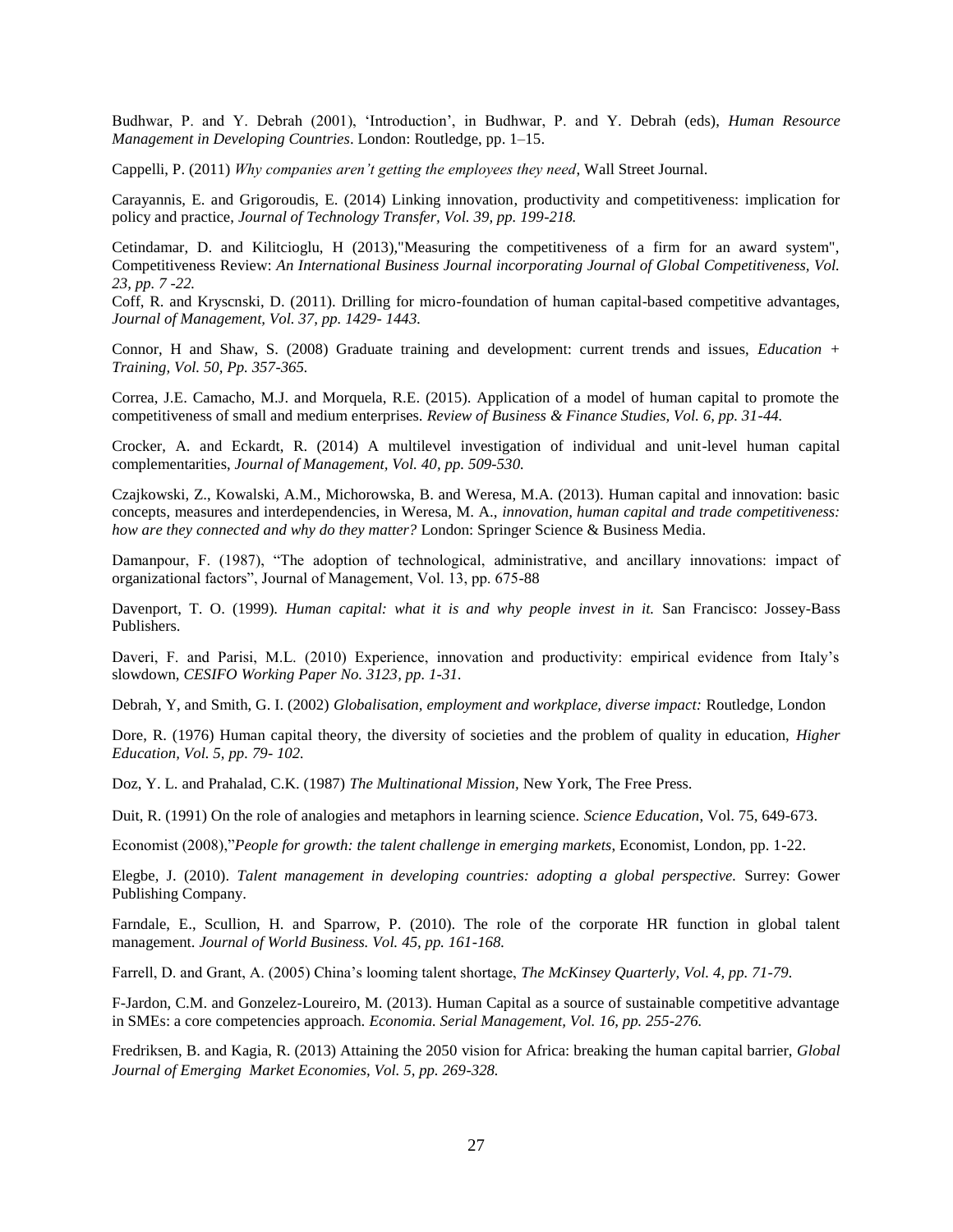Budhwar, P. and Y. Debrah (2001), 'Introduction', in Budhwar, P. and Y. Debrah (eds), *Human Resource Management in Developing Countries*. London: Routledge, pp. 1–15.

Cappelli, P. (2011) *Why companies aren't getting the employees they need*, Wall Street Journal.

Carayannis, E. and Grigoroudis, E. (2014) Linking innovation, productivity and competitiveness: implication for policy and practice, *Journal of Technology Transfer, Vol. 39, pp. 199-218.*

Cetindamar, D. and Kilitcioglu, H (2013),"Measuring the competitiveness of a firm for an award system", Competitiveness Review: *An International Business Journal incorporating Journal of Global Competitiveness, Vol. 23, pp. 7 -22.*

Coff, R. and Kryscnski, D. (2011). Drilling for micro-foundation of human capital-based competitive advantages, *Journal of Management, Vol. 37, pp. 1429- 1443.*

Connor, H and Shaw, S. (2008) Graduate training and development: current trends and issues, *Education + Training, Vol. 50, Pp. 357-365.*

Correa, J.E. Camacho, M.J. and Morquela, R.E. (2015). Application of a model of human capital to promote the competitiveness of small and medium enterprises. *Review of Business & Finance Studies, Vol. 6, pp. 31-44.*

Crocker, A. and Eckardt, R. (2014) A multilevel investigation of individual and unit-level human capital complementarities, *Journal of Management, Vol. 40, pp. 509-530.*

Czajkowski, Z., Kowalski, A.M., Michorowska, B. and Weresa, M.A. (2013). Human capital and innovation: basic concepts, measures and interdependencies, in Weresa, M. A., *innovation, human capital and trade competitiveness: how are they connected and why do they matter?* London: Springer Science & Business Media.

Damanpour, F. (1987), "The adoption of technological, administrative, and ancillary innovations: impact of organizational factors", Journal of Management, Vol. 13, pp. 675-88

Davenport, T. O. (1999). *Human capital: what it is and why people invest in it.* San Francisco: Jossey-Bass Publishers.

Daveri, F. and Parisi, M.L. (2010) Experience, innovation and productivity: empirical evidence from Italy's slowdown, *CESIFO Working Paper No. 3123, pp. 1-31.*

Debrah, Y, and Smith, G. I. (2002) *Globalisation, employment and workplace, diverse impact:* Routledge, London

Dore, R. (1976) Human capital theory, the diversity of societies and the problem of quality in education, *Higher Education, Vol. 5, pp. 79- 102.*

Doz, Y. L. and Prahalad, C.K. (1987) *The Multinational Mission,* New York, The Free Press.

Duit, R. (1991) On the role of analogies and metaphors in learning science. *Science Education*, Vol. 75, 649-673.

Economist (2008),"*People for growth: the talent challenge in emerging markets*, Economist, London, pp. 1-22.

Elegbe, J. (2010). *Talent management in developing countries: adopting a global perspective.* Surrey: Gower Publishing Company.

Farndale, E., Scullion, H. and Sparrow, P. (2010). The role of the corporate HR function in global talent management. *Journal of World Business. Vol. 45, pp. 161-168.*

Farrell, D. and Grant, A. (2005) China's looming talent shortage, *The McKinsey Quarterly, Vol. 4, pp. 71-79*.

F-Jardon, C.M. and Gonzelez-Loureiro, M. (2013). Human Capital as a source of sustainable competitive advantage in SMEs: a core competencies approach. *Economia. Serial Management, Vol. 16, pp. 255-276.*

Fredriksen, B. and Kagia, R. (2013) Attaining the 2050 vision for Africa: breaking the human capital barrier, *Global Journal of Emerging Market Economies, Vol. 5, pp. 269-328.*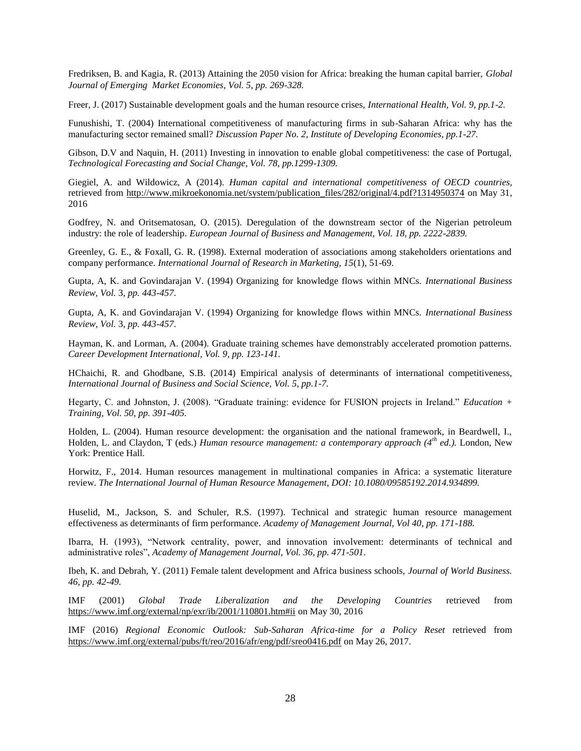Fredriksen, B. and Kagia, R. (2013) Attaining the 2050 vision for Africa: breaking the human capital barrier, *Global Journal of Emerging Market Economies, Vol. 5, pp. 269-328.*

Freer, J. (2017) Sustainable development goals and the human resource crises, *International Health, Vol. 9, pp.1-2.*

Funushishi, T. (2004) International competitiveness of manufacturing firms in sub-Saharan Africa: why has the manufacturing sector remained small? *Discussion Paper No. 2, Institute of Developing Economies, pp.1-27.*

Gibson, D.V and Naquin, H. (2011) Investing in innovation to enable global competitiveness: the case of Portugal, *Technological Forecasting and Social Change, Vol. 78, pp.1299-1309.*

Giegiel, A. and Wildowicz, A (2014). *Human capital and international competitiveness of OECD countries,* retrieved from http://www.mikroekonomia.net/system/publication_files/282/original/4.pdf?1314950374 on May 31, 2016

Godfrey, N. and Oritsematosan, O. (2015). Deregulation of the downstream sector of the Nigerian petroleum industry: the role of leadership. *European Journal of Business and Management, Vol. 18, pp. 2222-2839.*

Greenley, G. E., & Foxall, G. R. (1998). External moderation of associations among stakeholders orientations and company performance. *International Journal of Research in Marketing, 15*(1), 51-69.

Gupta, A, K. and Govindarajan V. (1994) Organizing for knowledge flows within MNCs. *International Business Review, Vol.* 3, *pp. 443-457*.

Gupta, A, K. and Govindarajan V. (1994) Organizing for knowledge flows within MNCs. *International Business Review, Vol.* 3, *pp. 443-457*.

Hayman, K. and Lorman, A. (2004). Graduate training schemes have demonstrably accelerated promotion patterns. *Career Development International, Vol. 9, pp. 123-141.*

HChaichi, R. and Ghodbane, S.B. (2014) Empirical analysis of determinants of international competitiveness, *International Journal of Business and Social Science, Vol. 5, pp.1-7.*

Hegarty, C. and Johnston, J. (2008). "Graduate training: evidence for FUSION projects in Ireland." *Education + Training, Vol. 50, pp. 391-405.*

Holden, L. (2004). Human resource development: the organisation and the national framework, in Beardwell, I., Holden, L. and Claydon, T (eds.) *Human resource management: a contemporary approach (4th ed.).* London, New York: Prentice Hall.

Horwitz, F., 2014. Human resources management in multinational companies in Africa: a systematic literature review. *The International Journal of Human Resource Management, DOI: 10.1080/09585192.2014.934899.*

Huselid, M., Jackson, S. and Schuler, R.S. (1997). Technical and strategic human resource management effectiveness as determinants of firm performance. *Academy of Management Journal, Vol 40, pp. 171-188.*

Ibarra, H. (1993), "Network centrality, power, and innovation involvement: determinants of technical and administrative roles", *Academy of Management Journal, Vol. 36, pp. 471-501.*

Ibeh, K. and Debrah, Y. (2011) Female talent development and Africa business schools, *Journal of World Business. 46, pp. 42-49.*

IMF (2001) *Global Trade Liberalization and the Developing Countries* retrieved from https://www.imf.org/external/np/exr/ib/2001/110801.htm#ii on May 30, 2016

IMF (2016) *Regional Economic Outlook: Sub-Saharan Africa-time for a Policy Reset* retrieved from https://www.imf.org/external/pubs/ft/reo/2016/afr/eng/pdf/sreo0416.pdf on May 26, 2017.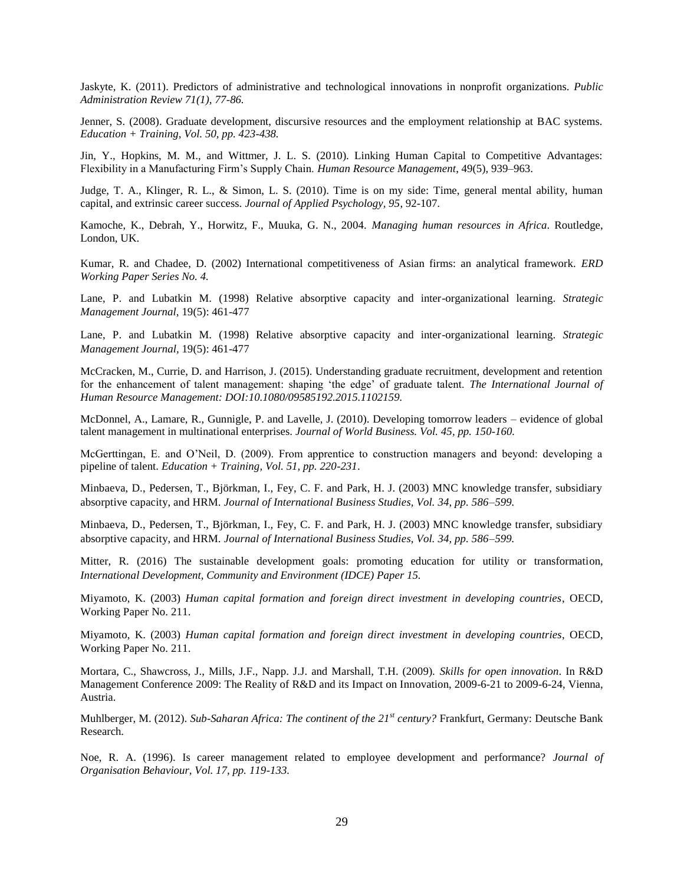Jaskyte, K. (2011). Predictors of administrative and technological innovations in nonprofit organizations. *Public Administration Review 71(1), 77-86.*

Jenner, S. (2008). Graduate development, discursive resources and the employment relationship at BAC systems. *Education + Training, Vol. 50, pp. 423-438.*

Jin, Y., Hopkins, M. M., and Wittmer, J. L. S. (2010). Linking Human Capital to Competitive Advantages: Flexibility in a Manufacturing Firm's Supply Chain. *Human Resource Management*, 49(5), 939–963.

Judge, T. A., Klinger, R. L., & Simon, L. S. (2010). Time is on my side: Time, general mental ability, human capital, and extrinsic career success. *Journal of Applied Psychology, 95*, 92-107.

Kamoche, K., Debrah, Y., Horwitz, F., Muuka, G. N., 2004. *Managing human resources in Africa*. Routledge, London, UK.

Kumar, R. and Chadee, D. (2002) International competitiveness of Asian firms: an analytical framework. *ERD Working Paper Series No. 4.*

Lane, P. and Lubatkin M. (1998) Relative absorptive capacity and inter-organizational learning. *Strategic Management Journal*, 19(5): 461-477

Lane, P. and Lubatkin M. (1998) Relative absorptive capacity and inter-organizational learning. *Strategic Management Journal*, 19(5): 461-477

McCracken, M., Currie, D. and Harrison, J. (2015). Understanding graduate recruitment, development and retention for the enhancement of talent management: shaping 'the edge' of graduate talent. *The International Journal of Human Resource Management: DOI:10.1080/09585192.2015.1102159.*

McDonnel, A., Lamare, R., Gunnigle, P. and Lavelle, J. (2010). Developing tomorrow leaders – evidence of global talent management in multinational enterprises. *Journal of World Business. Vol. 45, pp. 150-160.*

McGerttingan, E. and O'Neil, D. (2009). From apprentice to construction managers and beyond: developing a pipeline of talent. *Education + Training, Vol. 51, pp. 220-231*.

Minbaeva, D., Pedersen, T., Björkman, I., Fey, C. F. and Park, H. J. (2003) MNC knowledge transfer, subsidiary absorptive capacity, and HRM. *Journal of International Business Studies, Vol. 34, pp. 586–599.*

Minbaeva, D., Pedersen, T., Björkman, I., Fey, C. F. and Park, H. J. (2003) MNC knowledge transfer, subsidiary absorptive capacity, and HRM. *Journal of International Business Studies, Vol. 34, pp. 586–599.*

Mitter, R. (2016) The sustainable development goals: promoting education for utility or transformation, *International Development, Community and Environment (IDCE) Paper 15.*

Miyamoto, K. (2003) *Human capital formation and foreign direct investment in developing countries*, OECD, Working Paper No. 211.

Miyamoto, K. (2003) *Human capital formation and foreign direct investment in developing countries*, OECD, Working Paper No. 211.

Mortara, C., Shawcross, J., Mills, J.F., Napp. J.J. and Marshall, T.H. (2009). *Skills for open innovation*. In R&D Management Conference 2009: The Reality of R&D and its Impact on Innovation, 2009-6-21 to 2009-6-24, Vienna, Austria.

Muhlberger, M. (2012). *Sub-Saharan Africa: The continent of the 21st century?* Frankfurt, Germany: Deutsche Bank Research.

Noe, R. A. (1996). Is career management related to employee development and performance? *Journal of Organisation Behaviour, Vol. 17, pp. 119-133.*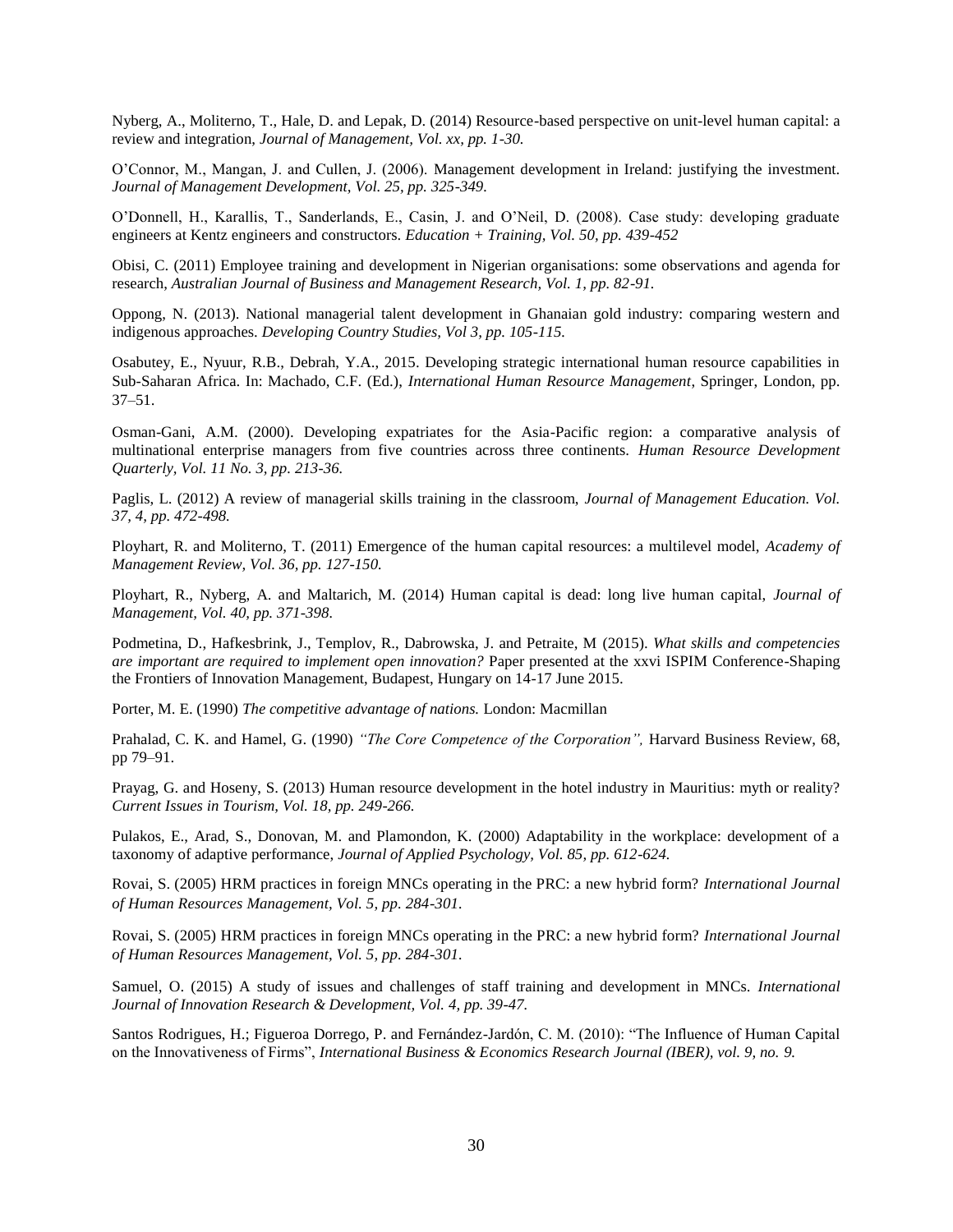Nyberg, A., Moliterno, T., Hale, D. and Lepak, D. (2014) Resource-based perspective on unit-level human capital: a review and integration, *Journal of Management, Vol. xx, pp. 1-30.*

O'Connor, M., Mangan, J. and Cullen, J. (2006). Management development in Ireland: justifying the investment. *Journal of Management Development, Vol. 25, pp. 325-349.*

O'Donnell, H., Karallis, T., Sanderlands, E., Casin, J. and O'Neil, D. (2008). Case study: developing graduate engineers at Kentz engineers and constructors. *Education + Training, Vol. 50, pp. 439-452*

Obisi, C. (2011) Employee training and development in Nigerian organisations: some observations and agenda for research, *Australian Journal of Business and Management Research, Vol. 1, pp. 82-91.*

Oppong, N. (2013). National managerial talent development in Ghanaian gold industry: comparing western and indigenous approaches. *Developing Country Studies, Vol 3, pp. 105-115.*

Osabutey, E., Nyuur, R.B., Debrah, Y.A., 2015. Developing strategic international human resource capabilities in Sub-Saharan Africa. In: Machado, C.F. (Ed.), *International Human Resource Management*, Springer, London, pp. 37–51.

Osman-Gani, A.M. (2000). Developing expatriates for the Asia-Pacific region: a comparative analysis of multinational enterprise managers from five countries across three continents. *Human Resource Development Quarterly, Vol. 11 No. 3, pp. 213-36.*

Paglis, L. (2012) A review of managerial skills training in the classroom, *Journal of Management Education. Vol. 37, 4, pp. 472-498.*

Ployhart, R. and Moliterno, T. (2011) Emergence of the human capital resources: a multilevel model, *Academy of Management Review, Vol. 36, pp. 127-150.*

Ployhart, R., Nyberg, A. and Maltarich, M. (2014) Human capital is dead: long live human capital, *Journal of Management, Vol. 40, pp. 371-398.*

Podmetina, D., Hafkesbrink, J., Templov, R., Dabrowska, J. and Petraite, M (2015). *What skills and competencies are important are required to implement open innovation?* Paper presented at the xxvi ISPIM Conference-Shaping the Frontiers of Innovation Management, Budapest, Hungary on 14-17 June 2015.

Porter, M. E. (1990) *The competitive advantage of nations.* London: Macmillan

Prahalad, C. K. and Hamel, G. (1990) *"The Core Competence of the Corporation",* Harvard Business Review, 68, pp 79–91.

Prayag, G. and Hoseny, S. (2013) Human resource development in the hotel industry in Mauritius: myth or reality? *Current Issues in Tourism, Vol. 18, pp. 249-266.*

Pulakos, E., Arad, S., Donovan, M. and Plamondon, K. (2000) Adaptability in the workplace: development of a taxonomy of adaptive performance, *Journal of Applied Psychology, Vol. 85, pp. 612-624.*

Rovai, S. (2005) HRM practices in foreign MNCs operating in the PRC: a new hybrid form? *International Journal of Human Resources Management, Vol. 5, pp. 284-301.*

Rovai, S. (2005) HRM practices in foreign MNCs operating in the PRC: a new hybrid form? *International Journal of Human Resources Management, Vol. 5, pp. 284-301.*

Samuel, O. (2015) A study of issues and challenges of staff training and development in MNCs. *International Journal of Innovation Research & Development, Vol. 4, pp. 39-47.*

Santos Rodrigues, H.; Figueroa Dorrego, P. and Fernández-Jardón, C. M. (2010): "The Influence of Human Capital on the Innovativeness of Firms", *International Business & Economics Research Journal (IBER), vol. 9, no. 9.*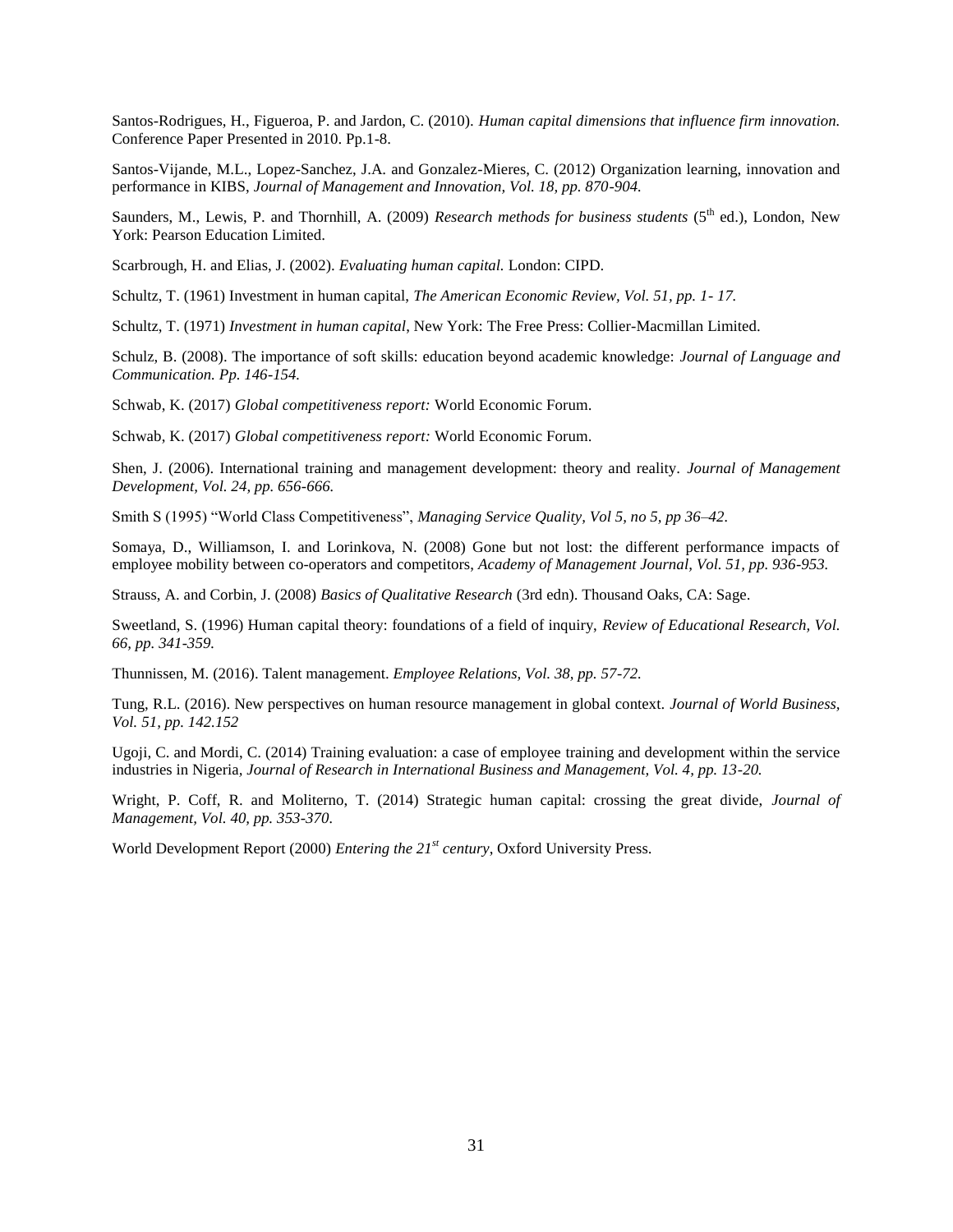Santos-Rodrigues, H., Figueroa, P. and Jardon, C. (2010). *Human capital dimensions that influence firm innovation.* Conference Paper Presented in 2010. Pp.1-8.

Santos-Vijande, M.L., Lopez-Sanchez, J.A. and Gonzalez-Mieres, C. (2012) Organization learning, innovation and performance in KIBS, *Journal of Management and Innovation, Vol. 18, pp. 870-904.*

Saunders, M., Lewis, P. and Thornhill, A. (2009) *Research methods for business students* (5th ed.), London, New York: Pearson Education Limited.

Scarbrough, H. and Elias, J. (2002). *Evaluating human capital.* London: CIPD.

Schultz, T. (1961) Investment in human capital, *The American Economic Review, Vol. 51, pp. 1- 17.*

Schultz, T. (1971) *Investment in human capital*, New York: The Free Press: Collier-Macmillan Limited.

Schulz, B. (2008). The importance of soft skills: education beyond academic knowledge: *Journal of Language and Communication. Pp. 146-154.*

Schwab, K. (2017) *Global competitiveness report:* World Economic Forum.

Schwab, K. (2017) *Global competitiveness report:* World Economic Forum.

Shen, J. (2006). International training and management development: theory and reality. *Journal of Management Development, Vol. 24, pp. 656-666.*

Smith S (1995) "World Class Competitiveness", *Managing Service Quality, Vol 5, no 5, pp 36–42.*

Somaya, D., Williamson, I. and Lorinkova, N. (2008) Gone but not lost: the different performance impacts of employee mobility between co-operators and competitors, *Academy of Management Journal, Vol. 51, pp. 936-953.*

Strauss, A. and Corbin, J. (2008) *Basics of Qualitative Research* (3rd edn). Thousand Oaks, CA: Sage.

Sweetland, S. (1996) Human capital theory: foundations of a field of inquiry, *Review of Educational Research, Vol. 66, pp. 341-359.*

Thunnissen, M. (2016). Talent management. *Employee Relations, Vol. 38, pp. 57-72.*

Tung, R.L. (2016). New perspectives on human resource management in global context. *Journal of World Business, Vol. 51, pp. 142.152*

Ugoji, C. and Mordi, C. (2014) Training evaluation: a case of employee training and development within the service industries in Nigeria, *Journal of Research in International Business and Management, Vol. 4, pp. 13-20.*

Wright, P. Coff, R. and Moliterno, T. (2014) Strategic human capital: crossing the great divide, *Journal of Management, Vol. 40, pp. 353-370.*

World Development Report (2000) *Entering the 21st century*, Oxford University Press.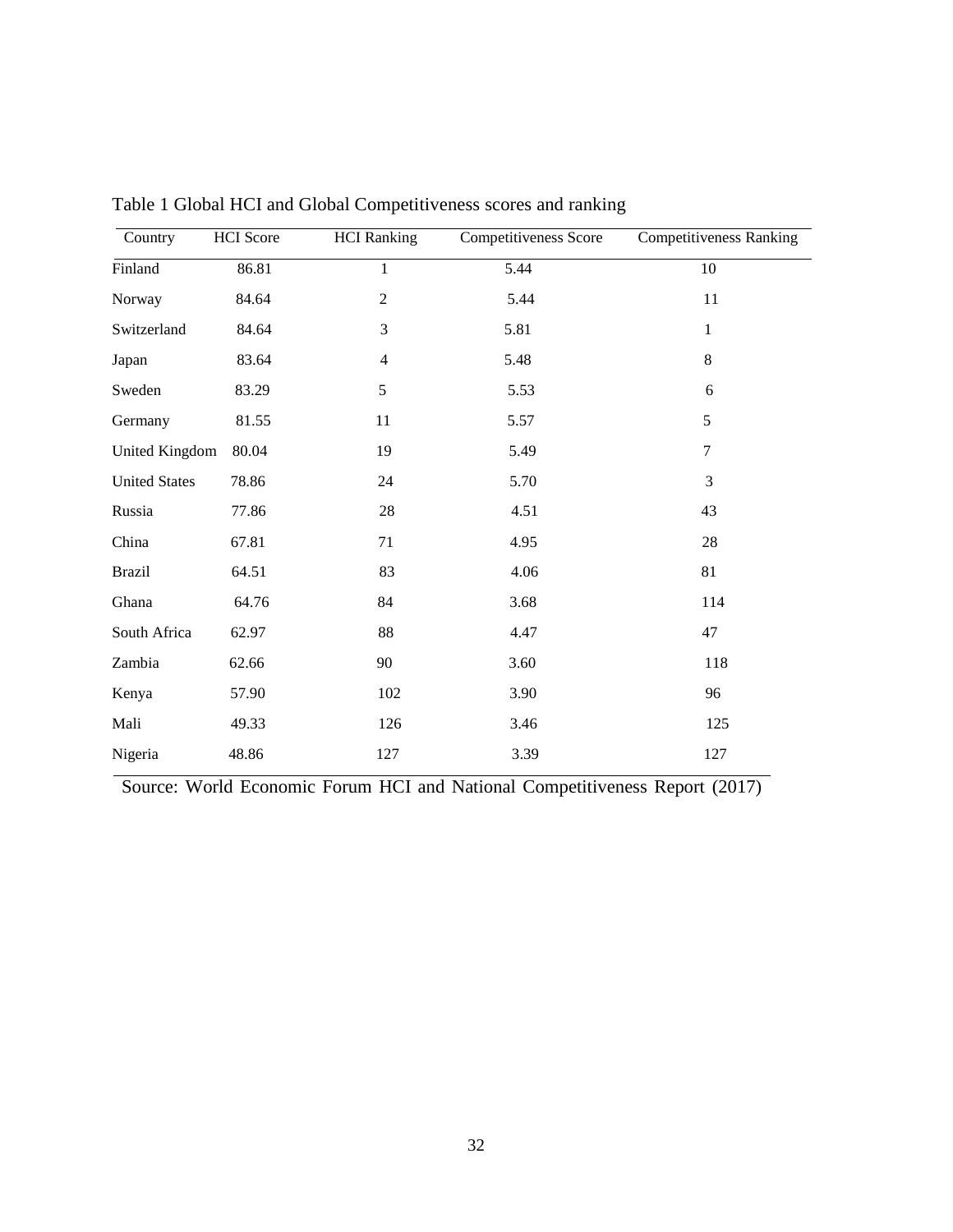Table 1 Global HCI and Global Competitiveness scores and ranking

| Country | HCI Score | HCI Ranking | Competitiveness Score | Competitiveness Ranking |
|---|---|---|---|---|
| Finland | 86.81 | 1 | 5.44 | 10 |
| Norway | 84.64 | 2 | 5.44 | 11 |
| Switzerland | 84.64 | 3 | 5.81 | 1 |
| Japan | 83.64 | 4 | 5.48 | 8 |
| Sweden | 83.29 | 5 | 5.53 | 6 |
| Germany | 81.55 | 11 | 5.57 | 5 |
| United Kingdom | 80.04 | 19 | 5.49 | 7 |
| United States | 78.86 | 24 | 5.70 | 3 |
| Russia | 77.86 | 28 | 4.51 | 43 |
| China | 67.81 | 71 | 4.95 | 28 |
| Brazil | 64.51 | 83 | 4.06 | 81 |
| Ghana | 64.76 | 84 | 3.68 | 114 |
| South Africa | 62.97 | 88 | 4.47 | 47 |
| Zambia | 62.66 | 90 | 3.60 | 118 |
| Kenya | 57.90 | 102 | 3.90 | 96 |
| Mali | 49.33 | 126 | 3.46 | 125 |
| Nigeria | 48.86 | 127 | 3.39 | 127 |

Source: World Economic Forum HCI and National Competitiveness Report (2017)